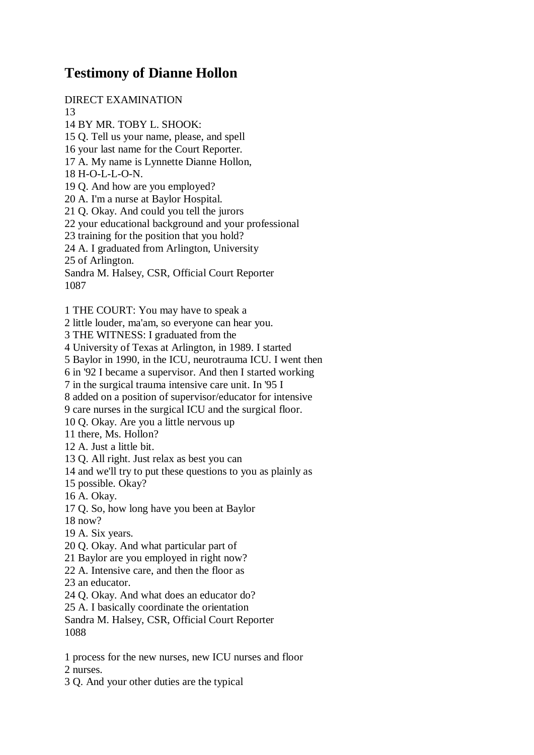# Testimony of Dianne Hollon

DIRECT EXAMINATION
13
14 BY MR. TOBY L. SHOOK:
15 Q. Tell us your name, please, and spell
16 your last name for the Court Reporter.
17 A. My name is Lynnette Dianne Hollon,
18 H-O-L-L-O-N.
19 Q. And how are you employed?
20 A. I'm a nurse at Baylor Hospital.
21 Q. Okay. And could you tell the jurors
22 your educational background and your professional
23 training for the position that you hold?
24 A. I graduated from Arlington, University
25 of Arlington.
Sandra M. Halsey, CSR, Official Court Reporter
1087

1 THE COURT: You may have to speak a
2 little louder, ma'am, so everyone can hear you.
3 THE WITNESS: I graduated from the
4 University of Texas at Arlington, in 1989. I started
5 Baylor in 1990, in the ICU, neurotrauma ICU. I went then
6 in '92 I became a supervisor. And then I started working
7 in the surgical trauma intensive care unit. In '95 I
8 added on a position of supervisor/educator for intensive
9 care nurses in the surgical ICU and the surgical floor.
10 Q. Okay. Are you a little nervous up
11 there, Ms. Hollon?
12 A. Just a little bit.
13 Q. All right. Just relax as best you can
14 and we'll try to put these questions to you as plainly as
15 possible. Okay?
16 A. Okay.
17 Q. So, how long have you been at Baylor
18 now?
19 A. Six years.
20 Q. Okay. And what particular part of
21 Baylor are you employed in right now?
22 A. Intensive care, and then the floor as
23 an educator.
24 Q. Okay. And what does an educator do?
25 A. I basically coordinate the orientation
Sandra M. Halsey, CSR, Official Court Reporter
1088

1 process for the new nurses, new ICU nurses and floor
2 nurses.
3 Q. And your other duties are the typical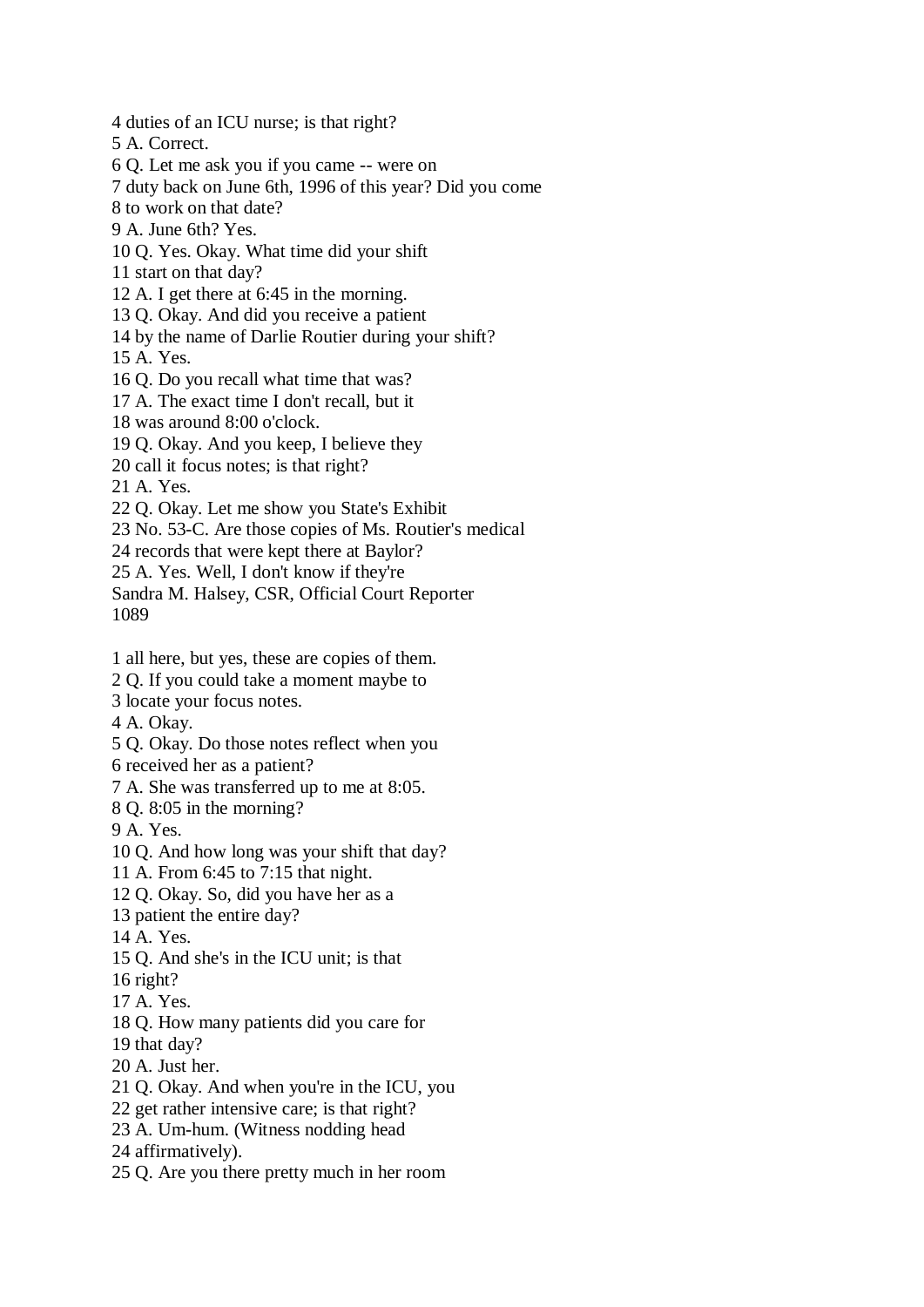4 duties of an ICU nurse; is that right?
5 A. Correct.
6 Q. Let me ask you if you came -- were on
7 duty back on June 6th, 1996 of this year? Did you come
8 to work on that date?
9 A. June 6th? Yes.
10 Q. Yes. Okay. What time did your shift
11 start on that day?
12 A. I get there at 6:45 in the morning.
13 Q. Okay. And did you receive a patient
14 by the name of Darlie Routier during your shift?
15 A. Yes.
16 Q. Do you recall what time that was?
17 A. The exact time I don't recall, but it
18 was around 8:00 o'clock.
19 Q. Okay. And you keep, I believe they
20 call it focus notes; is that right?
21 A. Yes.
22 Q. Okay. Let me show you State's Exhibit
23 No. 53-C. Are those copies of Ms. Routier's medical
24 records that were kept there at Baylor?
25 A. Yes. Well, I don't know if they're
Sandra M. Halsey, CSR, Official Court Reporter

1 all here, but yes, these are copies of them.
2 Q. If you could take a moment maybe to
3 locate your focus notes.
4 A. Okay.
5 Q. Okay. Do those notes reflect when you
6 received her as a patient?
7 A. She was transferred up to me at 8:05.
8 Q. 8:05 in the morning?
9 A. Yes.
10 Q. And how long was your shift that day?
11 A. From 6:45 to 7:15 that night.
12 Q. Okay. So, did you have her as a
13 patient the entire day?
14 A. Yes.
15 Q. And she's in the ICU unit; is that
16 right?
17 A. Yes.
18 Q. How many patients did you care for
19 that day?
20 A. Just her.
21 Q. Okay. And when you're in the ICU, you
22 get rather intensive care; is that right?
23 A. Um-hum. (Witness nodding head
24 affirmatively).
25 Q. Are you there pretty much in her room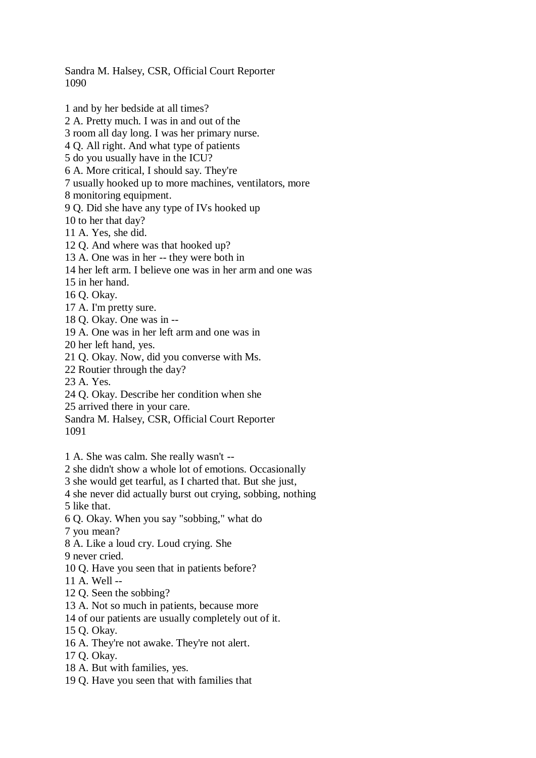1 and by her bedside at all times?
2 A. Pretty much. I was in and out of the
3 room all day long. I was her primary nurse.
4 Q. All right. And what type of patients
5 do you usually have in the ICU?
6 A. More critical, I should say. They're
7 usually hooked up to more machines, ventilators, more
8 monitoring equipment.
9 Q. Did she have any type of IVs hooked up
10 to her that day?
11 A. Yes, she did.
12 Q. And where was that hooked up?
13 A. One was in her -- they were both in
14 her left arm. I believe one was in her arm and one was
15 in her hand.
16 Q. Okay.
17 A. I'm pretty sure.
18 Q. Okay. One was in --
19 A. One was in her left arm and one was in
20 her left hand, yes.
21 Q. Okay. Now, did you converse with Ms.
22 Routier through the day?
23 A. Yes.
24 Q. Okay. Describe her condition when she
25 arrived there in your care.

1 A. She was calm. She really wasn't --
2 she didn't show a whole lot of emotions. Occasionally
3 she would get tearful, as I charted that. But she just,
4 she never did actually burst out crying, sobbing, nothing
5 like that.
6 Q. Okay. When you say "sobbing," what do
7 you mean?
8 A. Like a loud cry. Loud crying. She
9 never cried.
10 Q. Have you seen that in patients before?
11 A. Well --
12 Q. Seen the sobbing?
13 A. Not so much in patients, because more
14 of our patients are usually completely out of it.
15 Q. Okay.
16 A. They're not awake. They're not alert.
17 Q. Okay.
18 A. But with families, yes.
19 Q. Have you seen that with families that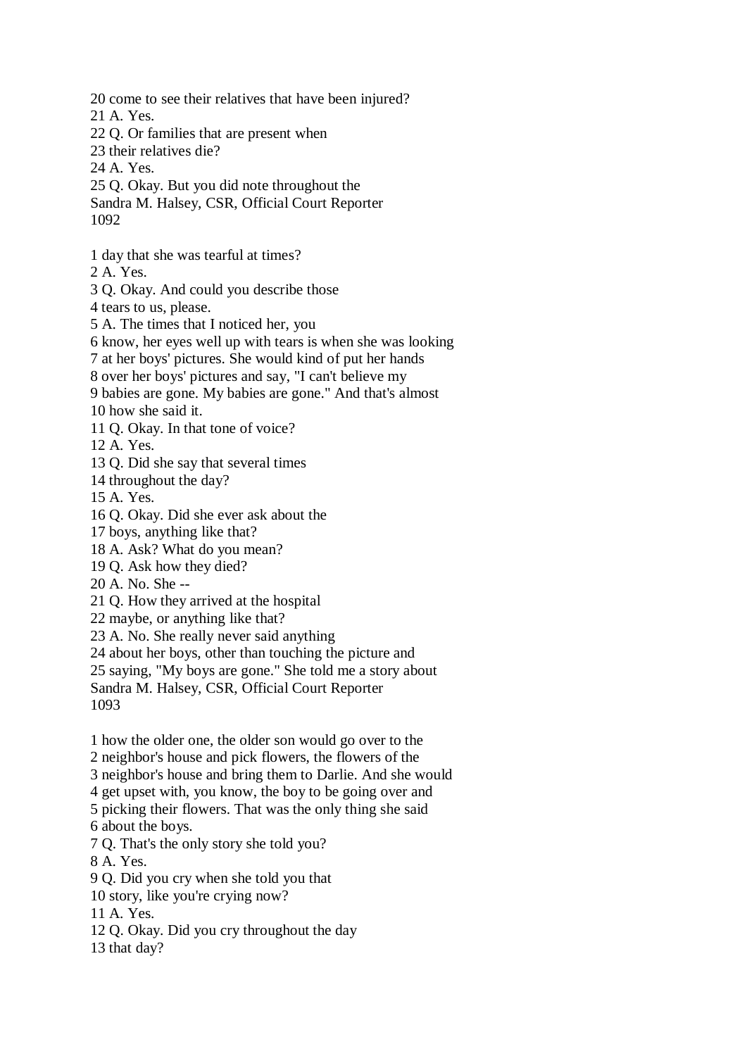20 come to see their relatives that have been injured?
21 A. Yes.
22 Q. Or families that are present when
23 their relatives die?
24 A. Yes.
25 Q. Okay. But you did note throughout the
Sandra M. Halsey, CSR, Official Court Reporter

1 day that she was tearful at times?
2 A. Yes.
3 Q. Okay. And could you describe those
4 tears to us, please.
5 A. The times that I noticed her, you
6 know, her eyes well up with tears is when she was looking
7 at her boys' pictures. She would kind of put her hands
8 over her boys' pictures and say, "I can't believe my
9 babies are gone. My babies are gone." And that's almost
10 how she said it.
11 Q. Okay. In that tone of voice?
12 A. Yes.
13 Q. Did she say that several times
14 throughout the day?
15 A. Yes.
16 Q. Okay. Did she ever ask about the
17 boys, anything like that?
18 A. Ask? What do you mean?
19 Q. Ask how they died?
20 A. No. She --
21 Q. How they arrived at the hospital
22 maybe, or anything like that?
23 A. No. She really never said anything
24 about her boys, other than touching the picture and
25 saying, "My boys are gone." She told me a story about
Sandra M. Halsey, CSR, Official Court Reporter

1 how the older one, the older son would go over to the
2 neighbor's house and pick flowers, the flowers of the
3 neighbor's house and bring them to Darlie. And she would
4 get upset with, you know, the boy to be going over and
5 picking their flowers. That was the only thing she said
6 about the boys.
7 Q. That's the only story she told you?
8 A. Yes.
9 Q. Did you cry when she told you that
10 story, like you're crying now?
11 A. Yes.
12 Q. Okay. Did you cry throughout the day
13 that day?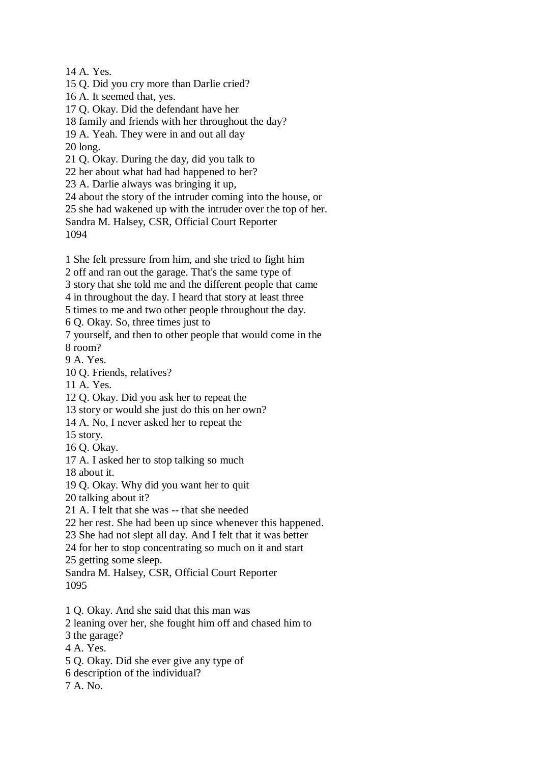14 A. Yes.
15 Q. Did you cry more than Darlie cried?
16 A. It seemed that, yes.
17 Q. Okay. Did the defendant have her
18 family and friends with her throughout the day?
19 A. Yeah. They were in and out all day
20 long.
21 Q. Okay. During the day, did you talk to
22 her about what had had happened to her?
23 A. Darlie always was bringing it up,
24 about the story of the intruder coming into the house, or
25 she had wakened up with the intruder over the top of her.
Sandra M. Halsey, CSR, Official Court Reporter
1094

1 She felt pressure from him, and she tried to fight him
2 off and ran out the garage. That's the same type of
3 story that she told me and the different people that came
4 in throughout the day. I heard that story at least three
5 times to me and two other people throughout the day.
6 Q. Okay. So, three times just to
7 yourself, and then to other people that would come in the
8 room?
9 A. Yes.
10 Q. Friends, relatives?
11 A. Yes.
12 Q. Okay. Did you ask her to repeat the
13 story or would she just do this on her own?
14 A. No, I never asked her to repeat the
15 story.
16 Q. Okay.
17 A. I asked her to stop talking so much
18 about it.
19 Q. Okay. Why did you want her to quit
20 talking about it?
21 A. I felt that she was -- that she needed
22 her rest. She had been up since whenever this happened.
23 She had not slept all day. And I felt that it was better
24 for her to stop concentrating so much on it and start
25 getting some sleep.
Sandra M. Halsey, CSR, Official Court Reporter
1095

1 Q. Okay. And she said that this man was
2 leaning over her, she fought him off and chased him to
3 the garage?
4 A. Yes.
5 Q. Okay. Did she ever give any type of
6 description of the individual?
7 A. No.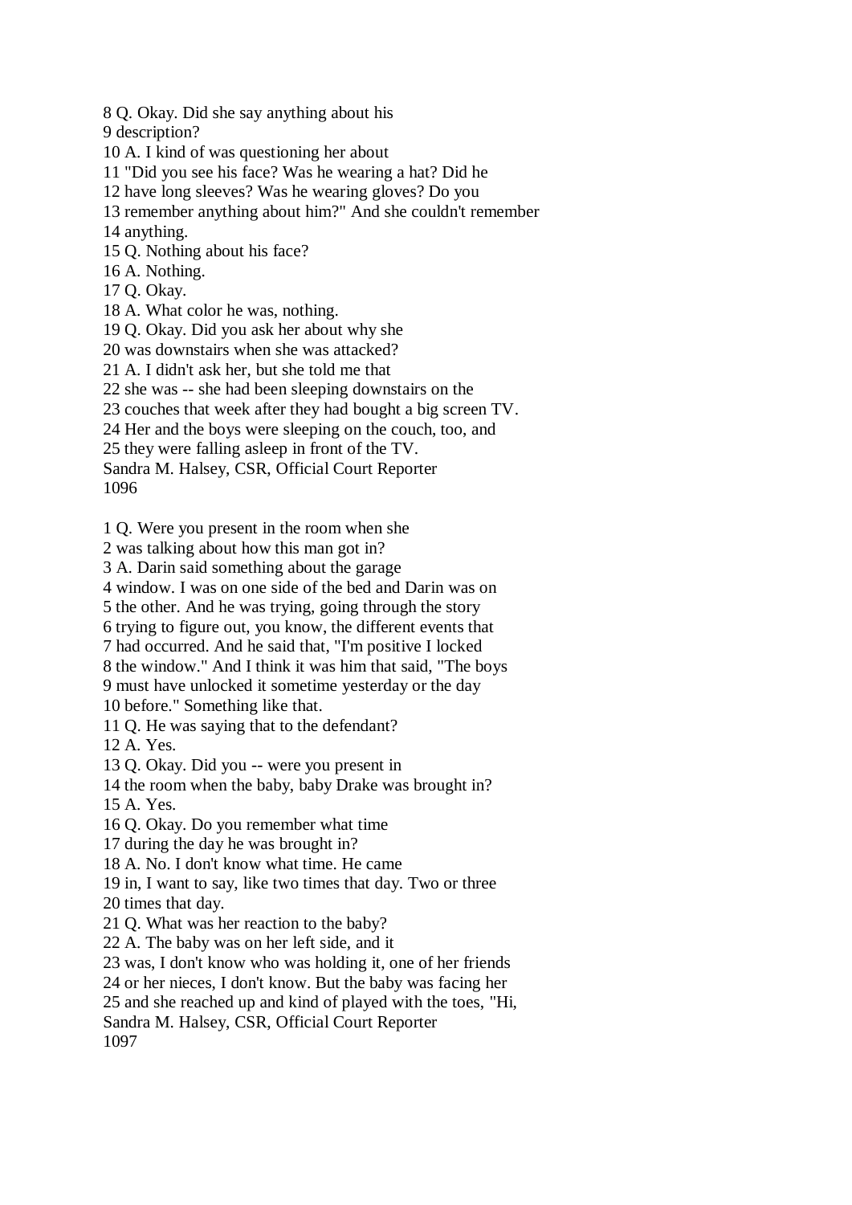8 Q. Okay. Did she say anything about his
9 description?
10 A. I kind of was questioning her about
11 "Did you see his face? Was he wearing a hat? Did he
12 have long sleeves? Was he wearing gloves? Do you
13 remember anything about him?" And she couldn't remember
14 anything.
15 Q. Nothing about his face?
16 A. Nothing.
17 Q. Okay.
18 A. What color he was, nothing.
19 Q. Okay. Did you ask her about why she
20 was downstairs when she was attacked?
21 A. I didn't ask her, but she told me that
22 she was -- she had been sleeping downstairs on the
23 couches that week after they had bought a big screen TV.
24 Her and the boys were sleeping on the couch, too, and
25 they were falling asleep in front of the TV.
Sandra M. Halsey, CSR, Official Court Reporter

1 Q. Were you present in the room when she
2 was talking about how this man got in?
3 A. Darin said something about the garage
4 window. I was on one side of the bed and Darin was on
5 the other. And he was trying, going through the story
6 trying to figure out, you know, the different events that
7 had occurred. And he said that, "I'm positive I locked
8 the window." And I think it was him that said, "The boys
9 must have unlocked it sometime yesterday or the day
10 before." Something like that.
11 Q. He was saying that to the defendant?
12 A. Yes.
13 Q. Okay. Did you -- were you present in
14 the room when the baby, baby Drake was brought in?
15 A. Yes.
16 Q. Okay. Do you remember what time
17 during the day he was brought in?
18 A. No. I don't know what time. He came
19 in, I want to say, like two times that day. Two or three
20 times that day.
21 Q. What was her reaction to the baby?
22 A. The baby was on her left side, and it
23 was, I don't know who was holding it, one of her friends
24 or her nieces, I don't know. But the baby was facing her
25 and she reached up and kind of played with the toes, "Hi,
Sandra M. Halsey, CSR, Official Court Reporter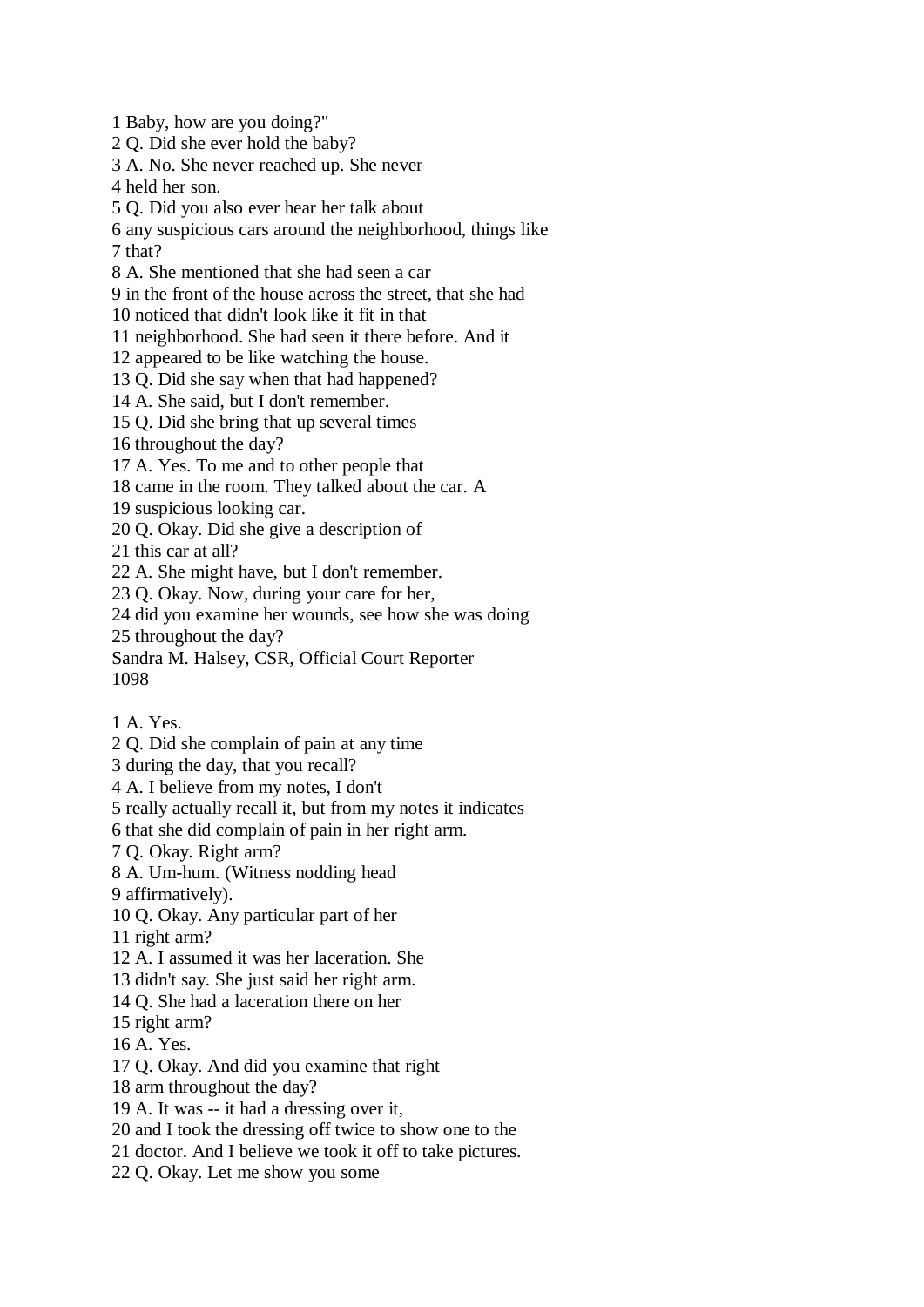1 Baby, how are you doing?"
2 Q. Did she ever hold the baby?
3 A. No. She never reached up. She never
4 held her son.
5 Q. Did you also ever hear her talk about
6 any suspicious cars around the neighborhood, things like
7 that?
8 A. She mentioned that she had seen a car
9 in the front of the house across the street, that she had
10 noticed that didn't look like it fit in that
11 neighborhood. She had seen it there before. And it
12 appeared to be like watching the house.
13 Q. Did she say when that had happened?
14 A. She said, but I don't remember.
15 Q. Did she bring that up several times
16 throughout the day?
17 A. Yes. To me and to other people that
18 came in the room. They talked about the car. A
19 suspicious looking car.
20 Q. Okay. Did she give a description of
21 this car at all?
22 A. She might have, but I don't remember.
23 Q. Okay. Now, during your care for her,
24 did you examine her wounds, see how she was doing
25 throughout the day?
Sandra M. Halsey, CSR, Official Court Reporter
1098

1 A. Yes.
2 Q. Did she complain of pain at any time
3 during the day, that you recall?
4 A. I believe from my notes, I don't
5 really actually recall it, but from my notes it indicates
6 that she did complain of pain in her right arm.
7 Q. Okay. Right arm?
8 A. Um-hum. (Witness nodding head
9 affirmatively).
10 Q. Okay. Any particular part of her
11 right arm?
12 A. I assumed it was her laceration. She
13 didn't say. She just said her right arm.
14 Q. She had a laceration there on her
15 right arm?
16 A. Yes.
17 Q. Okay. And did you examine that right
18 arm throughout the day?
19 A. It was -- it had a dressing over it,
20 and I took the dressing off twice to show one to the
21 doctor. And I believe we took it off to take pictures.
22 Q. Okay. Let me show you some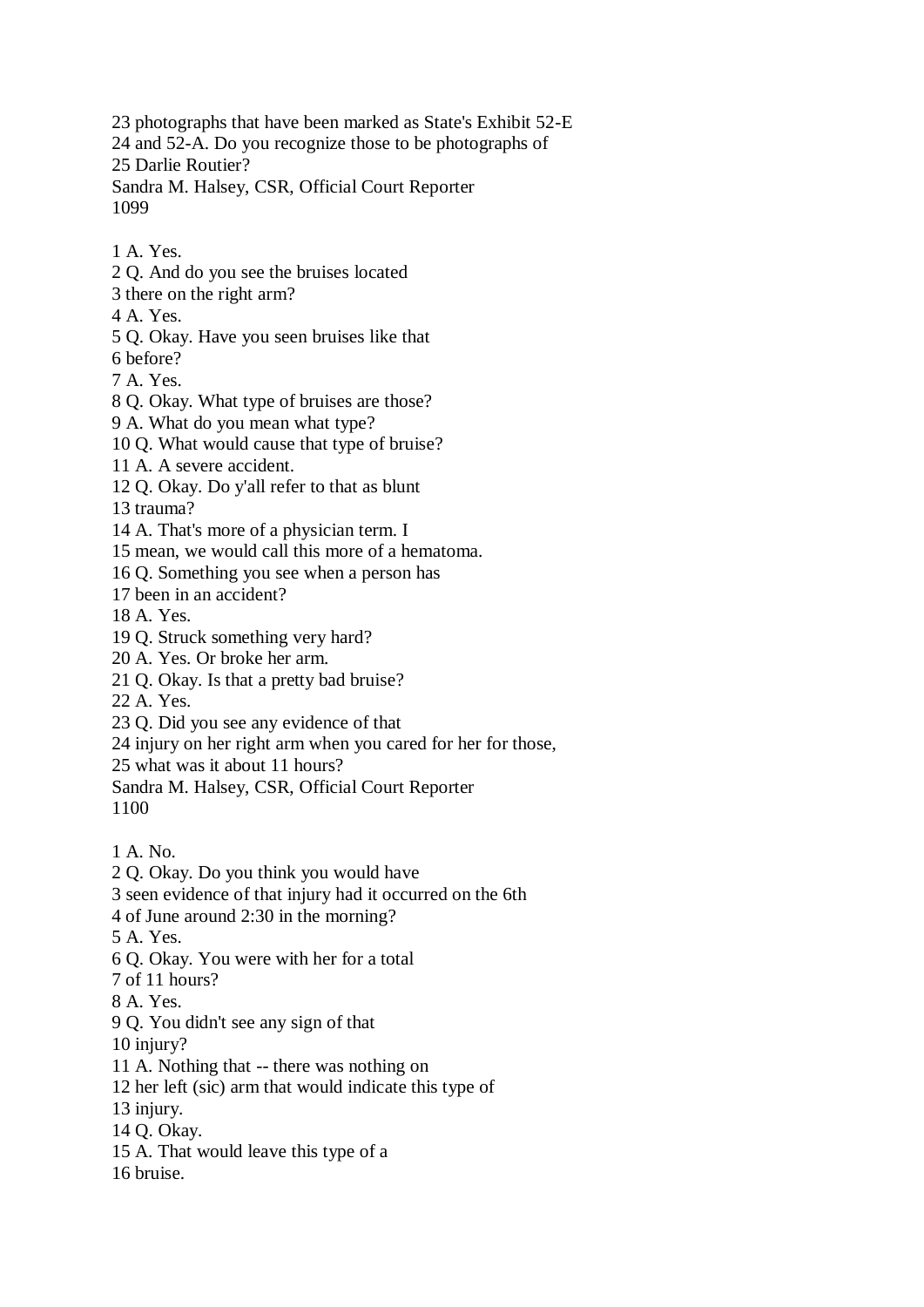23 photographs that have been marked as State's Exhibit 52-E
24 and 52-A. Do you recognize those to be photographs of
25 Darlie Routier?

1 A. Yes.
2 Q. And do you see the bruises located
3 there on the right arm?
4 A. Yes.
5 Q. Okay. Have you seen bruises like that
6 before?
7 A. Yes.
8 Q. Okay. What type of bruises are those?
9 A. What do you mean what type?
10 Q. What would cause that type of bruise?
11 A. A severe accident.
12 Q. Okay. Do y'all refer to that as blunt
13 trauma?
14 A. That's more of a physician term. I
15 mean, we would call this more of a hematoma.
16 Q. Something you see when a person has
17 been in an accident?
18 A. Yes.
19 Q. Struck something very hard?
20 A. Yes. Or broke her arm.
21 Q. Okay. Is that a pretty bad bruise?
22 A. Yes.
23 Q. Did you see any evidence of that
24 injury on her right arm when you cared for her for those,
25 what was it about 11 hours?

1 A. No.
2 Q. Okay. Do you think you would have
3 seen evidence of that injury had it occurred on the 6th
4 of June around 2:30 in the morning?
5 A. Yes.
6 Q. Okay. You were with her for a total
7 of 11 hours?
8 A. Yes.
9 Q. You didn't see any sign of that
10 injury?
11 A. Nothing that -- there was nothing on
12 her left (sic) arm that would indicate this type of
13 injury.
14 Q. Okay.
15 A. That would leave this type of a
16 bruise.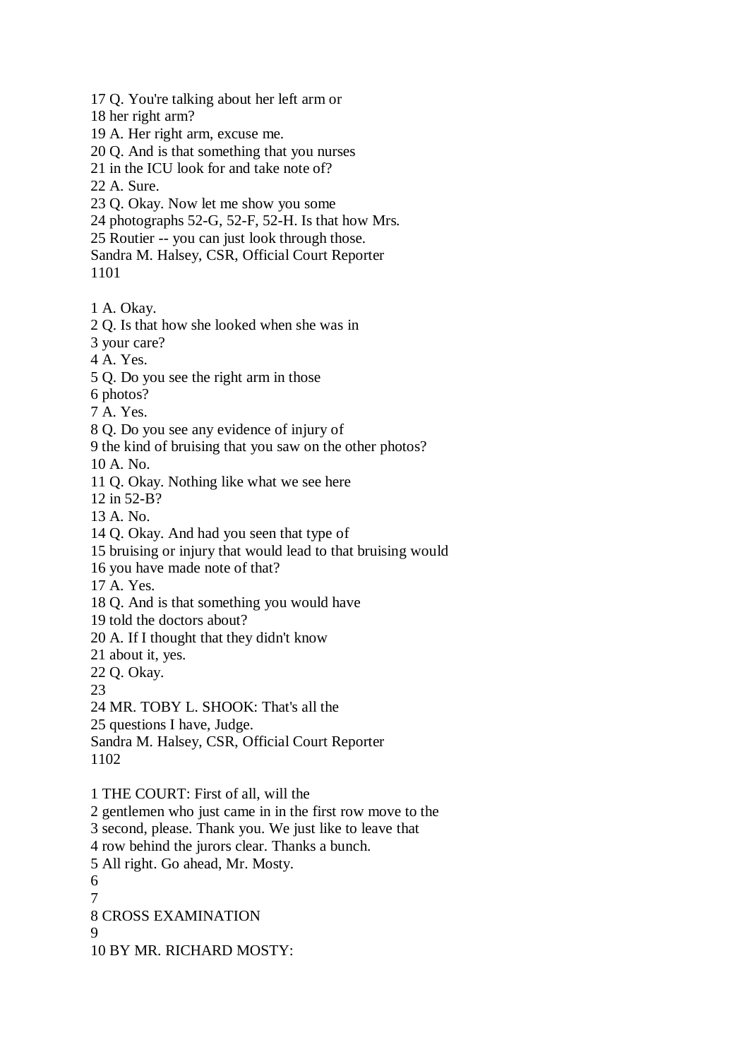17 Q. You're talking about her left arm or
18 her right arm?
19 A. Her right arm, excuse me.
20 Q. And is that something that you nurses
21 in the ICU look for and take note of?
22 A. Sure.
23 Q. Okay. Now let me show you some
24 photographs 52-G, 52-F, 52-H. Is that how Mrs.
25 Routier -- you can just look through those.
Sandra M. Halsey, CSR, Official Court Reporter
1101

1 A. Okay.
2 Q. Is that how she looked when she was in
3 your care?
4 A. Yes.
5 Q. Do you see the right arm in those
6 photos?
7 A. Yes.
8 Q. Do you see any evidence of injury of
9 the kind of bruising that you saw on the other photos?
10 A. No.
11 Q. Okay. Nothing like what we see here
12 in 52-B?
13 A. No.
14 Q. Okay. And had you seen that type of
15 bruising or injury that would lead to that bruising would
16 you have made note of that?
17 A. Yes.
18 Q. And is that something you would have
19 told the doctors about?
20 A. If I thought that they didn't know
21 about it, yes.
22 Q. Okay.
23
24 MR. TOBY L. SHOOK: That's all the
25 questions I have, Judge.
Sandra M. Halsey, CSR, Official Court Reporter
1102

1 THE COURT: First of all, will the
2 gentlemen who just came in in the first row move to the
3 second, please. Thank you. We just like to leave that
4 row behind the jurors clear. Thanks a bunch.
5 All right. Go ahead, Mr. Mosty.
6
7
8 CROSS EXAMINATION
9
10 BY MR. RICHARD MOSTY: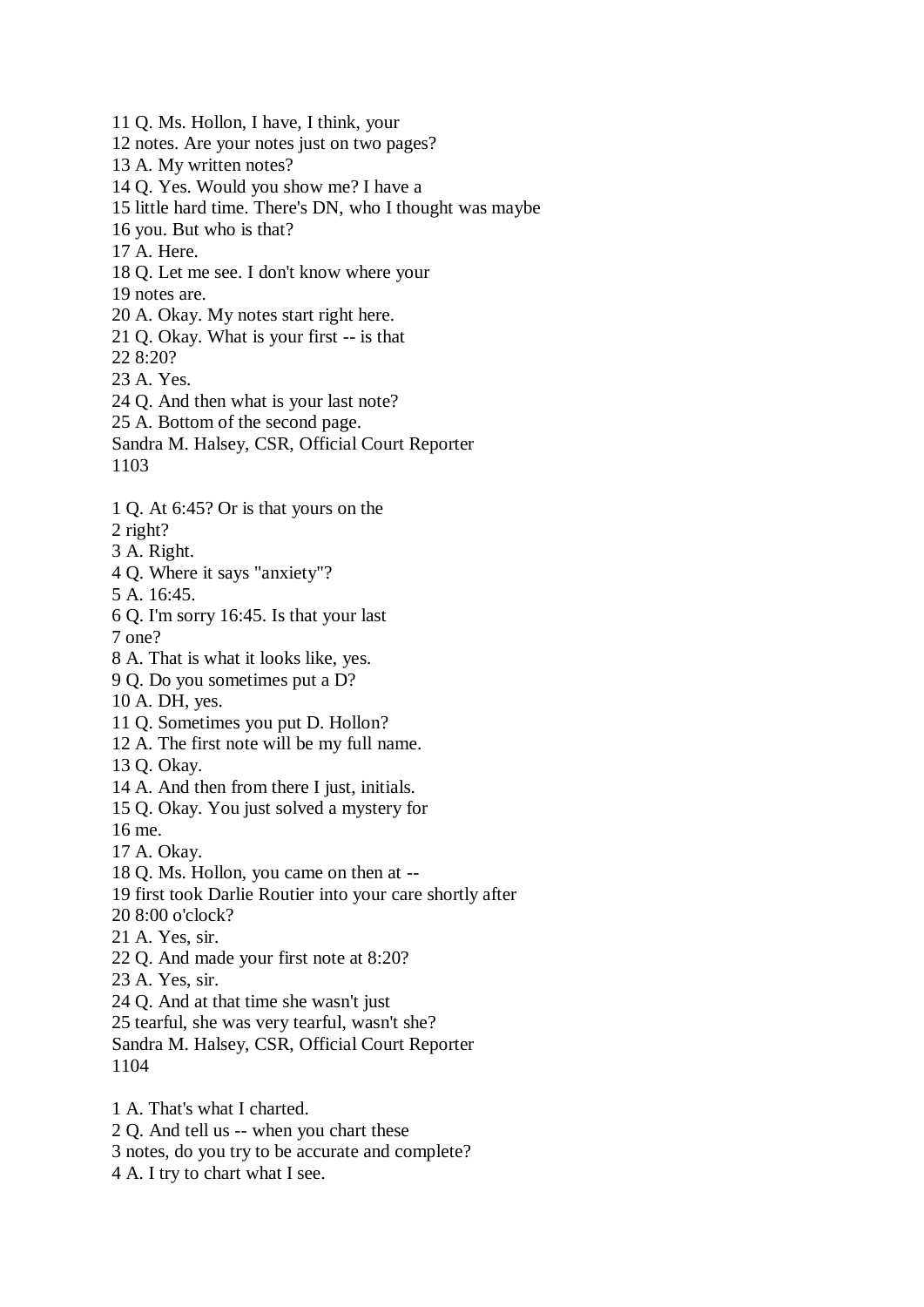11 Q. Ms. Hollon, I have, I think, your
12 notes. Are your notes just on two pages?
13 A. My written notes?
14 Q. Yes. Would you show me? I have a
15 little hard time. There's DN, who I thought was maybe
16 you. But who is that?
17 A. Here.
18 Q. Let me see. I don't know where your
19 notes are.
20 A. Okay. My notes start right here.
21 Q. Okay. What is your first -- is that
22 8:20?
23 A. Yes.
24 Q. And then what is your last note?
25 A. Bottom of the second page.
Sandra M. Halsey, CSR, Official Court Reporter

1 Q. At 6:45? Or is that yours on the
2 right?
3 A. Right.
4 Q. Where it says "anxiety"?
5 A. 16:45.
6 Q. I'm sorry 16:45. Is that your last
7 one?
8 A. That is what it looks like, yes.
9 Q. Do you sometimes put a D?
10 A. DH, yes.
11 Q. Sometimes you put D. Hollon?
12 A. The first note will be my full name.
13 Q. Okay.
14 A. And then from there I just, initials.
15 Q. Okay. You just solved a mystery for
16 me.
17 A. Okay.
18 Q. Ms. Hollon, you came on then at --
19 first took Darlie Routier into your care shortly after
20 8:00 o'clock?
21 A. Yes, sir.
22 Q. And made your first note at 8:20?
23 A. Yes, sir.
24 Q. And at that time she wasn't just
25 tearful, she was very tearful, wasn't she?
Sandra M. Halsey, CSR, Official Court Reporter

1 A. That's what I charted.
2 Q. And tell us -- when you chart these
3 notes, do you try to be accurate and complete?
4 A. I try to chart what I see.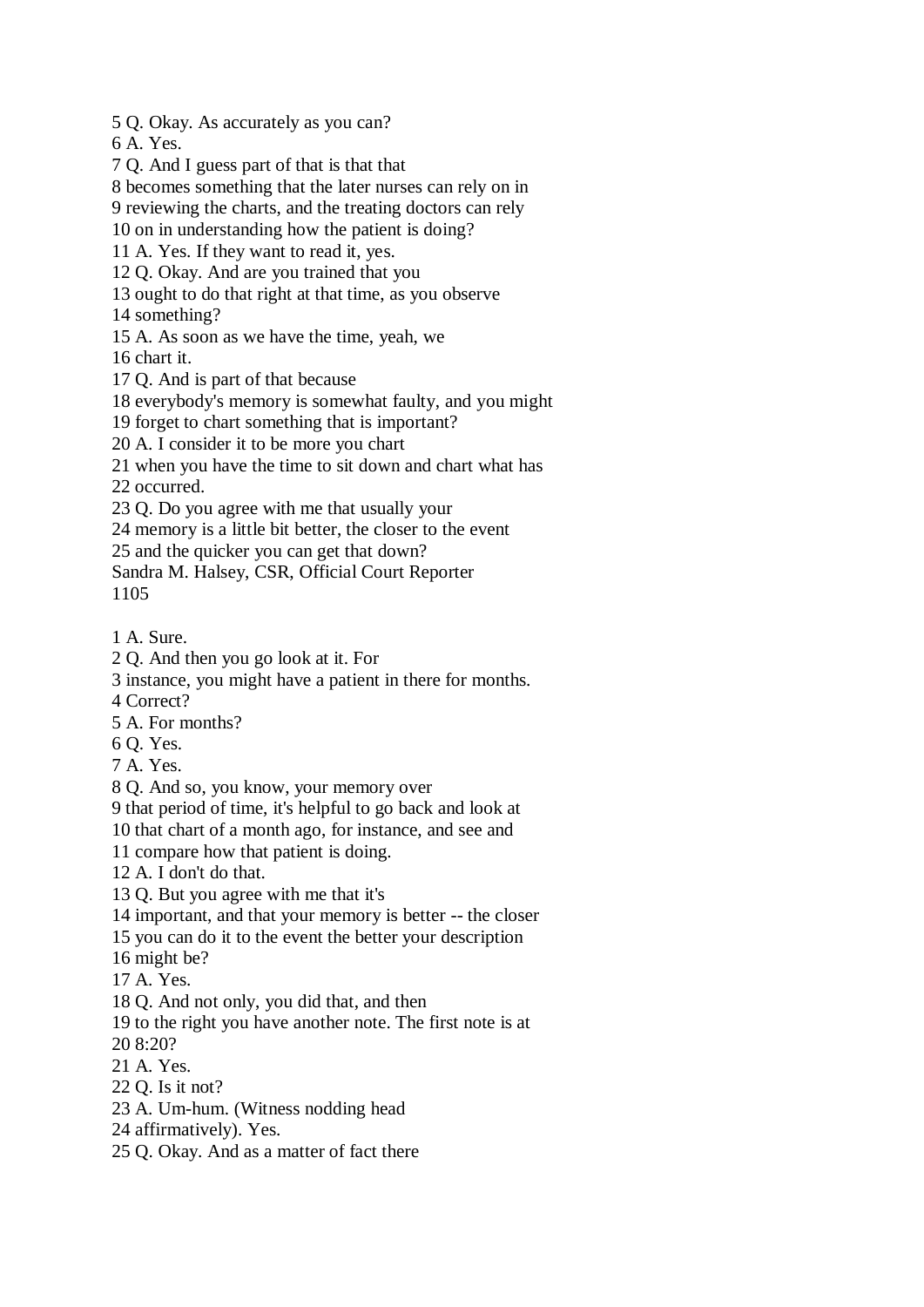5 Q. Okay. As accurately as you can?
6 A. Yes.
7 Q. And I guess part of that is that that
8 becomes something that the later nurses can rely on in
9 reviewing the charts, and the treating doctors can rely
10 on in understanding how the patient is doing?
11 A. Yes. If they want to read it, yes.
12 Q. Okay. And are you trained that you
13 ought to do that right at that time, as you observe
14 something?
15 A. As soon as we have the time, yeah, we
16 chart it.
17 Q. And is part of that because
18 everybody's memory is somewhat faulty, and you might
19 forget to chart something that is important?
20 A. I consider it to be more you chart
21 when you have the time to sit down and chart what has
22 occurred.
23 Q. Do you agree with me that usually your
24 memory is a little bit better, the closer to the event
25 and the quicker you can get that down?

1 A. Sure.
2 Q. And then you go look at it. For
3 instance, you might have a patient in there for months.
4 Correct?
5 A. For months?
6 Q. Yes.
7 A. Yes.
8 Q. And so, you know, your memory over
9 that period of time, it's helpful to go back and look at
10 that chart of a month ago, for instance, and see and
11 compare how that patient is doing.
12 A. I don't do that.
13 Q. But you agree with me that it's
14 important, and that your memory is better -- the closer
15 you can do it to the event the better your description
16 might be?
17 A. Yes.
18 Q. And not only, you did that, and then
19 to the right you have another note. The first note is at
20 8:20?
21 A. Yes.
22 Q. Is it not?
23 A. Um-hum. (Witness nodding head
24 affirmatively). Yes.
25 Q. Okay. And as a matter of fact there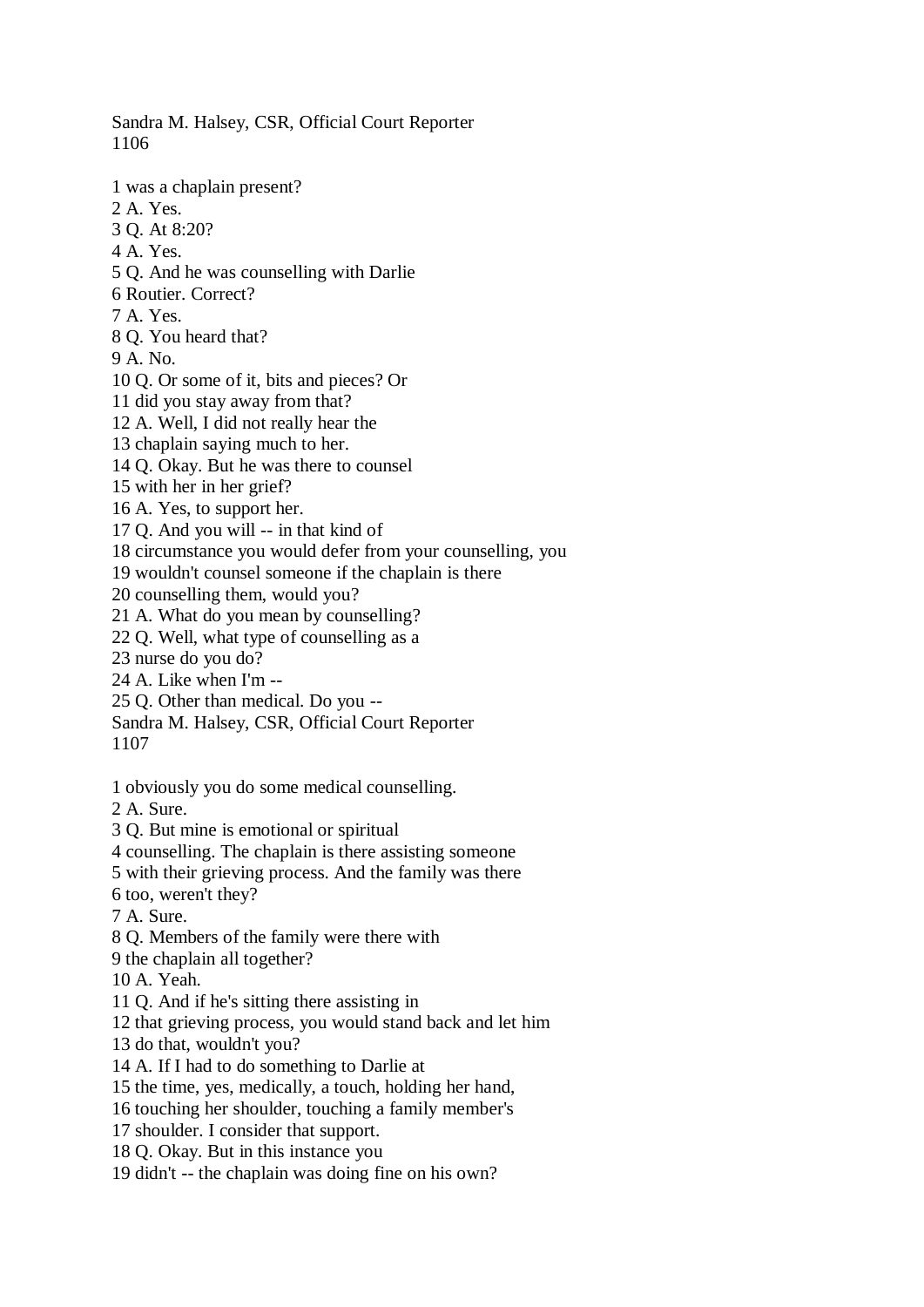1 was a chaplain present?
2 A. Yes.
3 Q. At 8:20?
4 A. Yes.
5 Q. And he was counselling with Darlie
6 Routier. Correct?
7 A. Yes.
8 Q. You heard that?
9 A. No.
10 Q. Or some of it, bits and pieces? Or
11 did you stay away from that?
12 A. Well, I did not really hear the
13 chaplain saying much to her.
14 Q. Okay. But he was there to counsel
15 with her in her grief?
16 A. Yes, to support her.
17 Q. And you will -- in that kind of
18 circumstance you would defer from your counselling, you
19 wouldn't counsel someone if the chaplain is there
20 counselling them, would you?
21 A. What do you mean by counselling?
22 Q. Well, what type of counselling as a
23 nurse do you do?
24 A. Like when I'm --
25 Q. Other than medical. Do you --

1 obviously you do some medical counselling.
2 A. Sure.
3 Q. But mine is emotional or spiritual
4 counselling. The chaplain is there assisting someone
5 with their grieving process. And the family was there
6 too, weren't they?
7 A. Sure.
8 Q. Members of the family were there with
9 the chaplain all together?
10 A. Yeah.
11 Q. And if he's sitting there assisting in
12 that grieving process, you would stand back and let him
13 do that, wouldn't you?
14 A. If I had to do something to Darlie at
15 the time, yes, medically, a touch, holding her hand,
16 touching her shoulder, touching a family member's
17 shoulder. I consider that support.
18 Q. Okay. But in this instance you
19 didn't -- the chaplain was doing fine on his own?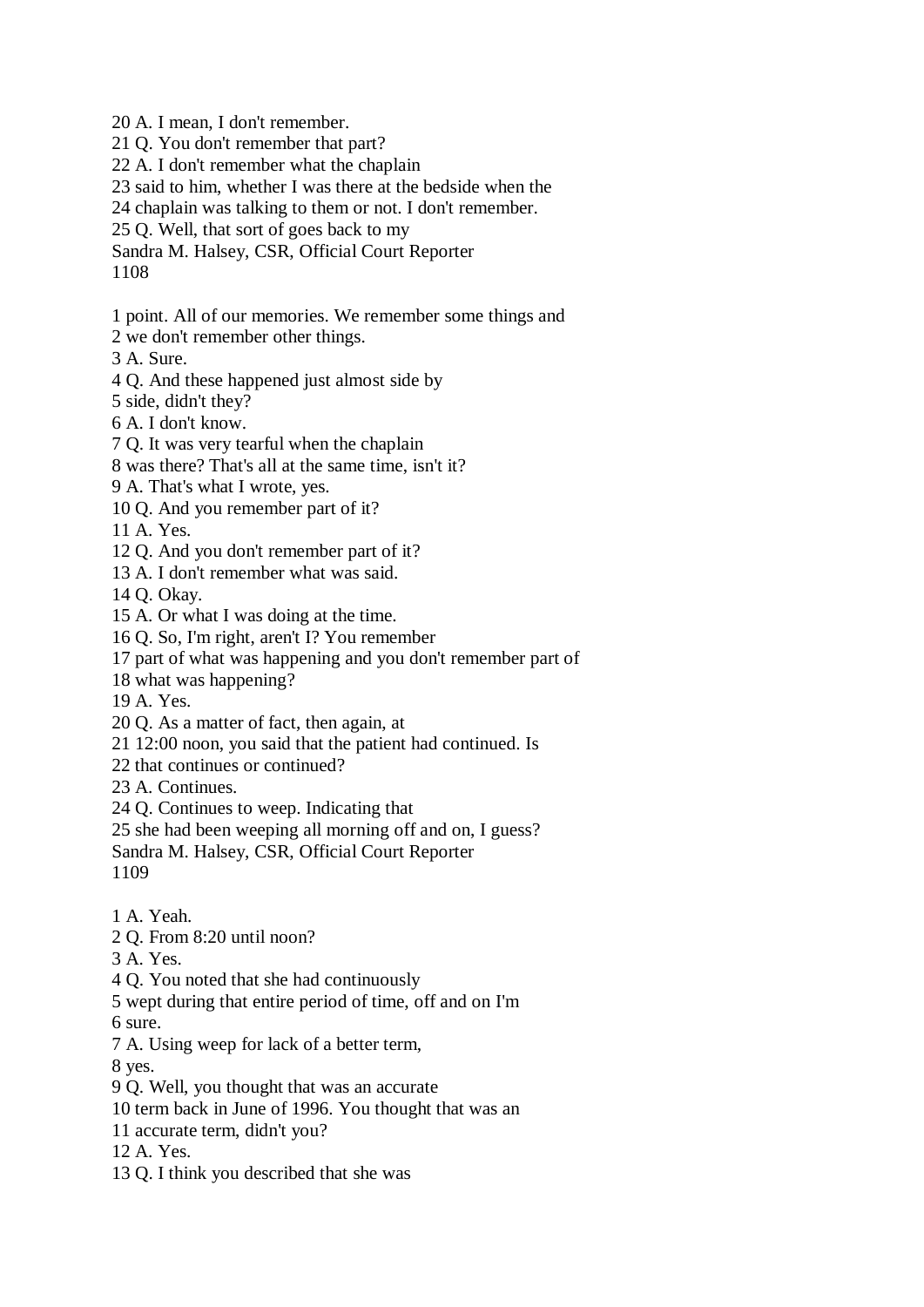20 A. I mean, I don't remember.
21 Q. You don't remember that part?
22 A. I don't remember what the chaplain
23 said to him, whether I was there at the bedside when the
24 chaplain was talking to them or not. I don't remember.
25 Q. Well, that sort of goes back to my
Sandra M. Halsey, CSR, Official Court Reporter

1 point. All of our memories. We remember some things and
2 we don't remember other things.
3 A. Sure.
4 Q. And these happened just almost side by
5 side, didn't they?
6 A. I don't know.
7 Q. It was very tearful when the chaplain
8 was there? That's all at the same time, isn't it?
9 A. That's what I wrote, yes.
10 Q. And you remember part of it?
11 A. Yes.
12 Q. And you don't remember part of it?
13 A. I don't remember what was said.
14 Q. Okay.
15 A. Or what I was doing at the time.
16 Q. So, I'm right, aren't I? You remember
17 part of what was happening and you don't remember part of
18 what was happening?
19 A. Yes.
20 Q. As a matter of fact, then again, at
21 12:00 noon, you said that the patient had continued. Is
22 that continues or continued?
23 A. Continues.
24 Q. Continues to weep. Indicating that
25 she had been weeping all morning off and on, I guess?
Sandra M. Halsey, CSR, Official Court Reporter

1 A. Yeah.
2 Q. From 8:20 until noon?
3 A. Yes.
4 Q. You noted that she had continuously
5 wept during that entire period of time, off and on I'm
6 sure.
7 A. Using weep for lack of a better term,
8 yes.
9 Q. Well, you thought that was an accurate
10 term back in June of 1996. You thought that was an
11 accurate term, didn't you?
12 A. Yes.
13 Q. I think you described that she was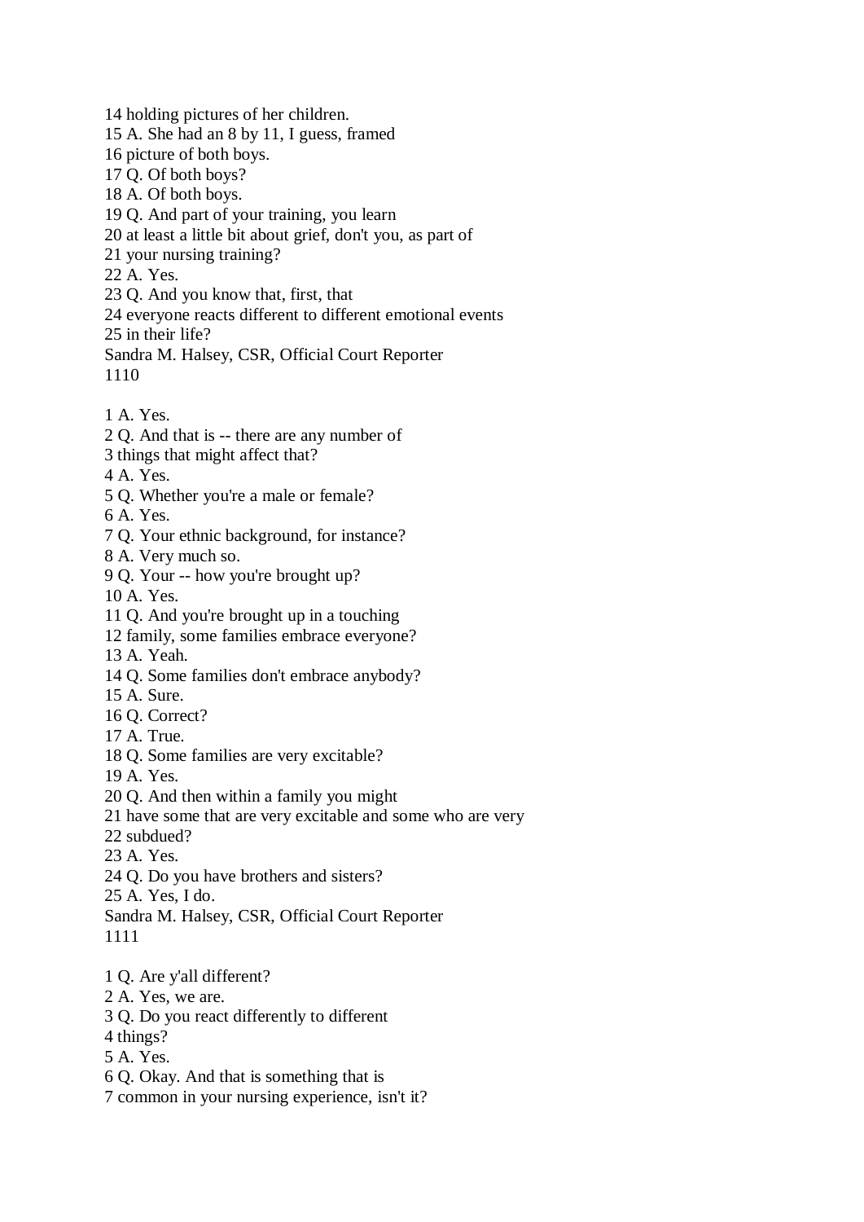14 holding pictures of her children.
15 A. She had an 8 by 11, I guess, framed
16 picture of both boys.
17 Q. Of both boys?
18 A. Of both boys.
19 Q. And part of your training, you learn
20 at least a little bit about grief, don't you, as part of
21 your nursing training?
22 A. Yes.
23 Q. And you know that, first, that
24 everyone reacts different to different emotional events
25 in their life?
Sandra M. Halsey, CSR, Official Court Reporter
1110

1 A. Yes.
2 Q. And that is -- there are any number of
3 things that might affect that?
4 A. Yes.
5 Q. Whether you're a male or female?
6 A. Yes.
7 Q. Your ethnic background, for instance?
8 A. Very much so.
9 Q. Your -- how you're brought up?
10 A. Yes.
11 Q. And you're brought up in a touching
12 family, some families embrace everyone?
13 A. Yeah.
14 Q. Some families don't embrace anybody?
15 A. Sure.
16 Q. Correct?
17 A. True.
18 Q. Some families are very excitable?
19 A. Yes.
20 Q. And then within a family you might
21 have some that are very excitable and some who are very
22 subdued?
23 A. Yes.
24 Q. Do you have brothers and sisters?
25 A. Yes, I do.
Sandra M. Halsey, CSR, Official Court Reporter
1111

1 Q. Are y'all different?
2 A. Yes, we are.
3 Q. Do you react differently to different
4 things?
5 A. Yes.
6 Q. Okay. And that is something that is
7 common in your nursing experience, isn't it?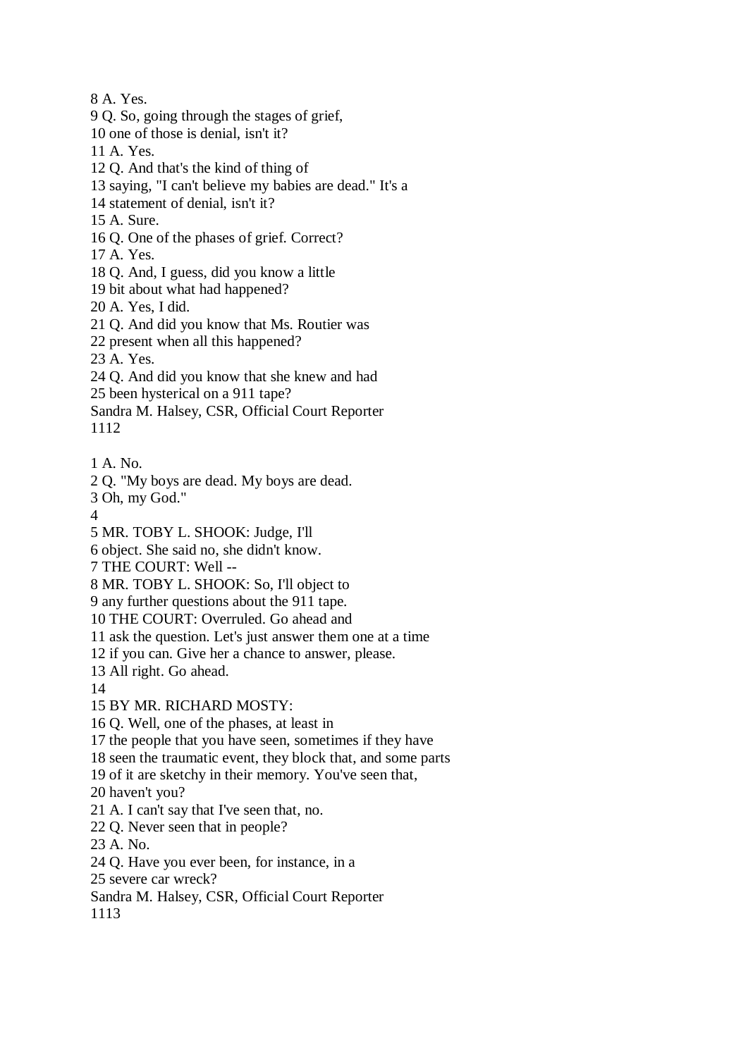8 A. Yes.
9 Q. So, going through the stages of grief,
10 one of those is denial, isn't it?
11 A. Yes.
12 Q. And that's the kind of thing of
13 saying, "I can't believe my babies are dead." It's a
14 statement of denial, isn't it?
15 A. Sure.
16 Q. One of the phases of grief. Correct?
17 A. Yes.
18 Q. And, I guess, did you know a little
19 bit about what had happened?
20 A. Yes, I did.
21 Q. And did you know that Ms. Routier was
22 present when all this happened?
23 A. Yes.
24 Q. And did you know that she knew and had
25 been hysterical on a 911 tape?
Sandra M. Halsey, CSR, Official Court Reporter

1 A. No.
2 Q. "My boys are dead. My boys are dead.
3 Oh, my God."
4
5 MR. TOBY L. SHOOK: Judge, I'll
6 object. She said no, she didn't know.
7 THE COURT: Well --
8 MR. TOBY L. SHOOK: So, I'll object to
9 any further questions about the 911 tape.
10 THE COURT: Overruled. Go ahead and
11 ask the question. Let's just answer them one at a time
12 if you can. Give her a chance to answer, please.
13 All right. Go ahead.
14
15 BY MR. RICHARD MOSTY:
16 Q. Well, one of the phases, at least in
17 the people that you have seen, sometimes if they have
18 seen the traumatic event, they block that, and some parts
19 of it are sketchy in their memory. You've seen that,
20 haven't you?
21 A. I can't say that I've seen that, no.
22 Q. Never seen that in people?
23 A. No.
24 Q. Have you ever been, for instance, in a
25 severe car wreck?
Sandra M. Halsey, CSR, Official Court Reporter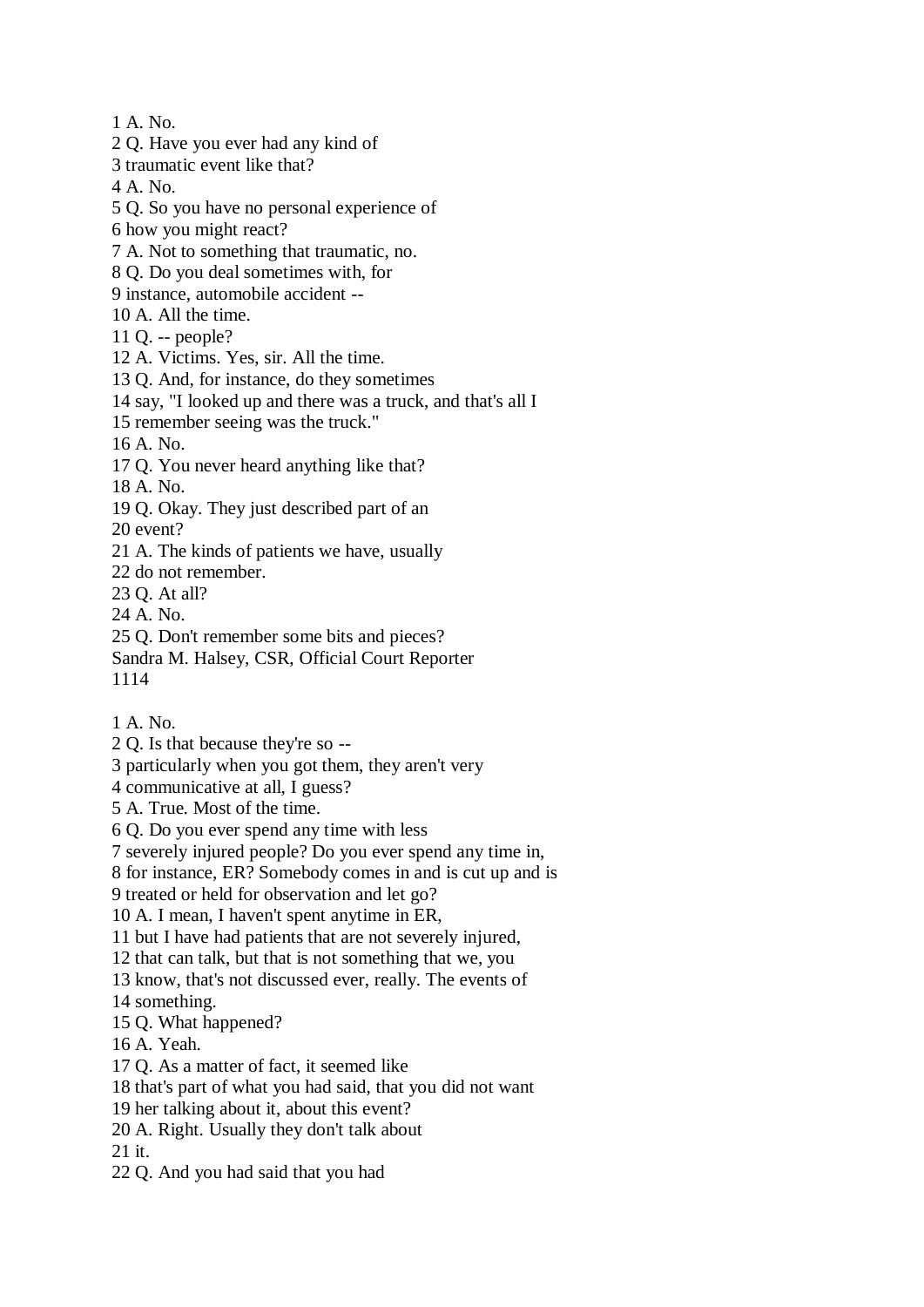1 A. No.
2 Q. Have you ever had any kind of
3 traumatic event like that?
4 A. No.
5 Q. So you have no personal experience of
6 how you might react?
7 A. Not to something that traumatic, no.
8 Q. Do you deal sometimes with, for
9 instance, automobile accident --
10 A. All the time.
11 Q. -- people?
12 A. Victims. Yes, sir. All the time.
13 Q. And, for instance, do they sometimes
14 say, "I looked up and there was a truck, and that's all I
15 remember seeing was the truck."
16 A. No.
17 Q. You never heard anything like that?
18 A. No.
19 Q. Okay. They just described part of an
20 event?
21 A. The kinds of patients we have, usually
22 do not remember.
23 Q. At all?
24 A. No.
25 Q. Don't remember some bits and pieces?
Sandra M. Halsey, CSR, Official Court Reporter

1 A. No.
2 Q. Is that because they're so --
3 particularly when you got them, they aren't very
4 communicative at all, I guess?
5 A. True. Most of the time.
6 Q. Do you ever spend any time with less
7 severely injured people? Do you ever spend any time in,
8 for instance, ER? Somebody comes in and is cut up and is
9 treated or held for observation and let go?
10 A. I mean, I haven't spent anytime in ER,
11 but I have had patients that are not severely injured,
12 that can talk, but that is not something that we, you
13 know, that's not discussed ever, really. The events of
14 something.
15 Q. What happened?
16 A. Yeah.
17 Q. As a matter of fact, it seemed like
18 that's part of what you had said, that you did not want
19 her talking about it, about this event?
20 A. Right. Usually they don't talk about
21 it.
22 Q. And you had said that you had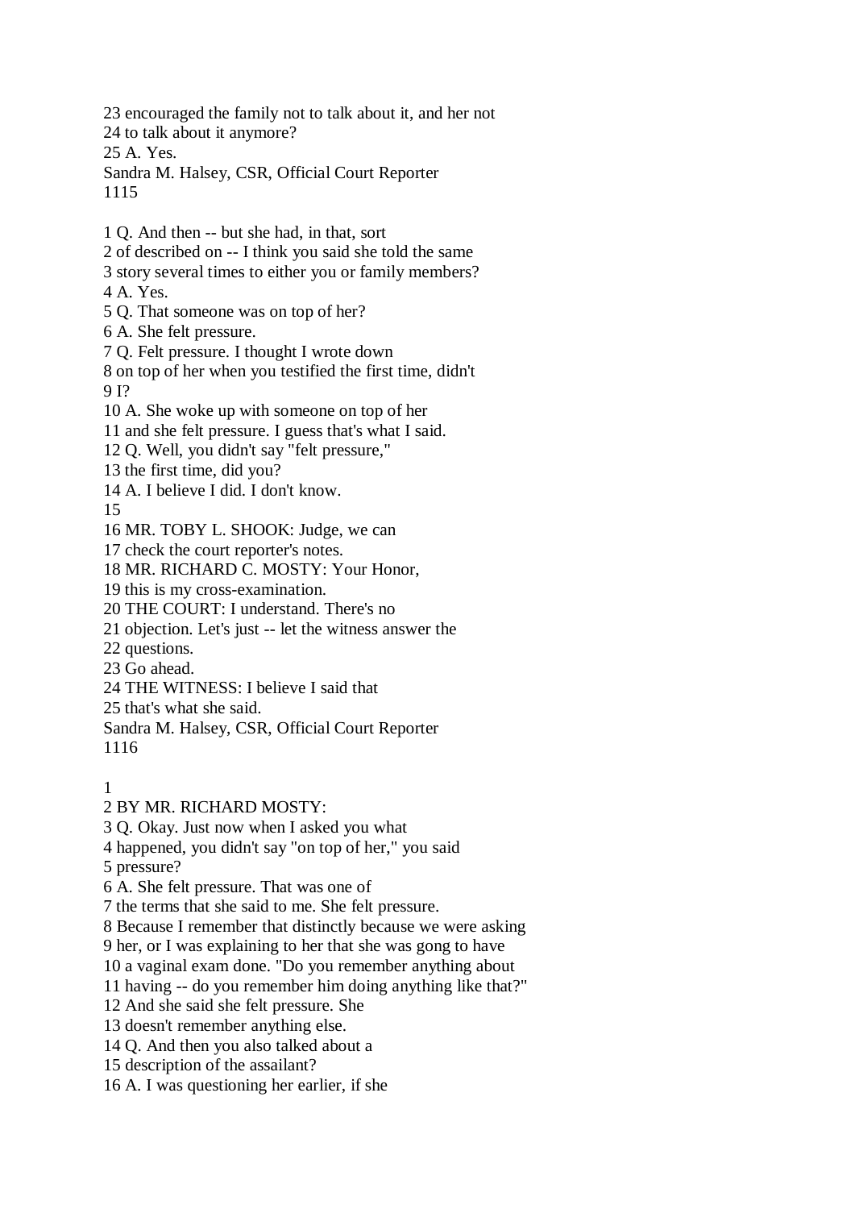23 encouraged the family not to talk about it, and her not
24 to talk about it anymore?
25 A. Yes.

1 Q. And then -- but she had, in that, sort
2 of described on -- I think you said she told the same
3 story several times to either you or family members?
4 A. Yes.
5 Q. That someone was on top of her?
6 A. She felt pressure.
7 Q. Felt pressure. I thought I wrote down
8 on top of her when you testified the first time, didn't
9 I?
10 A. She woke up with someone on top of her
11 and she felt pressure. I guess that's what I said.
12 Q. Well, you didn't say "felt pressure,"
13 the first time, did you?
14 A. I believe I did. I don't know.
15
16 MR. TOBY L. SHOOK: Judge, we can
17 check the court reporter's notes.
18 MR. RICHARD C. MOSTY: Your Honor,
19 this is my cross-examination.
20 THE COURT: I understand. There's no
21 objection. Let's just -- let the witness answer the
22 questions.
23 Go ahead.
24 THE WITNESS: I believe I said that
25 that's what she said.

1
2 BY MR. RICHARD MOSTY:
3 Q. Okay. Just now when I asked you what
4 happened, you didn't say "on top of her," you said
5 pressure?
6 A. She felt pressure. That was one of
7 the terms that she said to me. She felt pressure.
8 Because I remember that distinctly because we were asking
9 her, or I was explaining to her that she was gong to have
10 a vaginal exam done. "Do you remember anything about
11 having -- do you remember him doing anything like that?"
12 And she said she felt pressure. She
13 doesn't remember anything else.
14 Q. And then you also talked about a
15 description of the assailant?
16 A. I was questioning her earlier, if she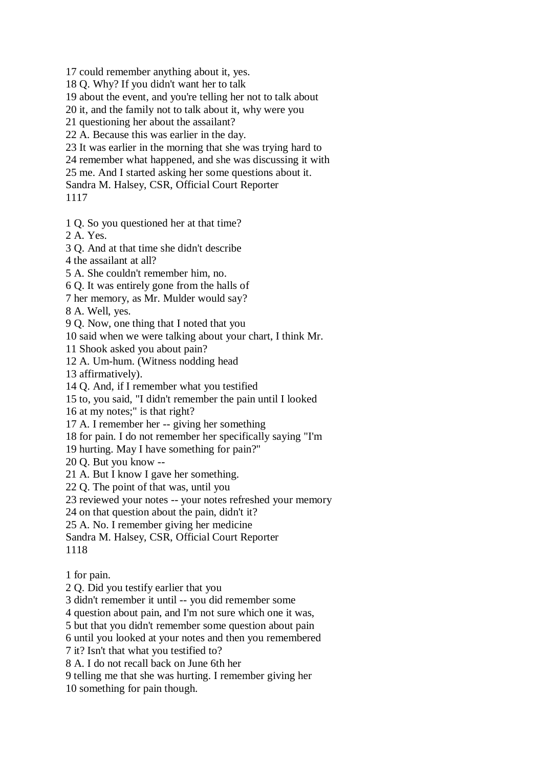17 could remember anything about it, yes.
18 Q. Why? If you didn't want her to talk
19 about the event, and you're telling her not to talk about
20 it, and the family not to talk about it, why were you
21 questioning her about the assailant?
22 A. Because this was earlier in the day.
23 It was earlier in the morning that she was trying hard to
24 remember what happened, and she was discussing it with
25 me. And I started asking her some questions about it.
Sandra M. Halsey, CSR, Official Court Reporter
1117

1 Q. So you questioned her at that time?
2 A. Yes.
3 Q. And at that time she didn't describe
4 the assailant at all?
5 A. She couldn't remember him, no.
6 Q. It was entirely gone from the halls of
7 her memory, as Mr. Mulder would say?
8 A. Well, yes.
9 Q. Now, one thing that I noted that you
10 said when we were talking about your chart, I think Mr.
11 Shook asked you about pain?
12 A. Um-hum. (Witness nodding head
13 affirmatively).
14 Q. And, if I remember what you testified
15 to, you said, "I didn't remember the pain until I looked
16 at my notes;" is that right?
17 A. I remember her -- giving her something
18 for pain. I do not remember her specifically saying "I'm
19 hurting. May I have something for pain?"
20 Q. But you know --
21 A. But I know I gave her something.
22 Q. The point of that was, until you
23 reviewed your notes -- your notes refreshed your memory
24 on that question about the pain, didn't it?
25 A. No. I remember giving her medicine
Sandra M. Halsey, CSR, Official Court Reporter
1118

1 for pain.
2 Q. Did you testify earlier that you
3 didn't remember it until -- you did remember some
4 question about pain, and I'm not sure which one it was,
5 but that you didn't remember some question about pain
6 until you looked at your notes and then you remembered
7 it? Isn't that what you testified to?
8 A. I do not recall back on June 6th her
9 telling me that she was hurting. I remember giving her
10 something for pain though.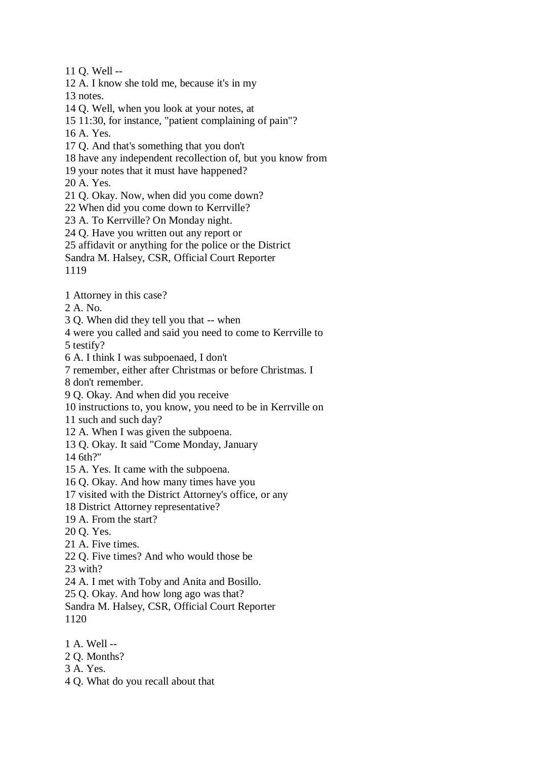11 Q. Well --
12 A. I know she told me, because it's in my
13 notes.
14 Q. Well, when you look at your notes, at
15 11:30, for instance, "patient complaining of pain"?
16 A. Yes.
17 Q. And that's something that you don't
18 have any independent recollection of, but you know from
19 your notes that it must have happened?
20 A. Yes.
21 Q. Okay. Now, when did you come down?
22 When did you come down to Kerrville?
23 A. To Kerrville? On Monday night.
24 Q. Have you written out any report or
25 affidavit or anything for the police or the District

1 Attorney in this case?
2 A. No.
3 Q. When did they tell you that -- when
4 were you called and said you need to come to Kerrville to
5 testify?
6 A. I think I was subpoenaed, I don't
7 remember, either after Christmas or before Christmas. I
8 don't remember.
9 Q. Okay. And when did you receive
10 instructions to, you know, you need to be in Kerrville on
11 such and such day?
12 A. When I was given the subpoena.
13 Q. Okay. It said "Come Monday, January
14 6th?"
15 A. Yes. It came with the subpoena.
16 Q. Okay. And how many times have you
17 visited with the District Attorney's office, or any
18 District Attorney representative?
19 A. From the start?
20 Q. Yes.
21 A. Five times.
22 Q. Five times? And who would those be
23 with?
24 A. I met with Toby and Anita and Bosillo.
25 Q. Okay. And how long ago was that?

1 A. Well --
2 Q. Months?
3 A. Yes.
4 Q. What do you recall about that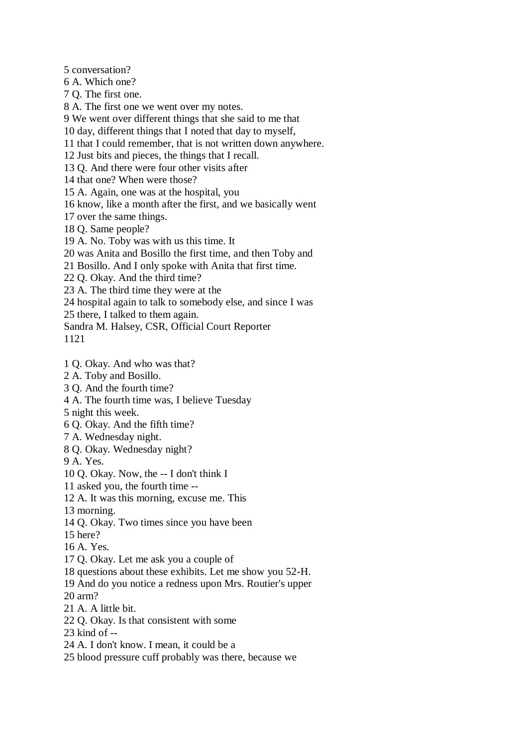5 conversation?
6 A. Which one?
7 Q. The first one.
8 A. The first one we went over my notes.
9 We went over different things that she said to me that
10 day, different things that I noted that day to myself,
11 that I could remember, that is not written down anywhere.
12 Just bits and pieces, the things that I recall.
13 Q. And there were four other visits after
14 that one? When were those?
15 A. Again, one was at the hospital, you
16 know, like a month after the first, and we basically went
17 over the same things.
18 Q. Same people?
19 A. No. Toby was with us this time. It
20 was Anita and Bosillo the first time, and then Toby and
21 Bosillo. And I only spoke with Anita that first time.
22 Q. Okay. And the third time?
23 A. The third time they were at the
24 hospital again to talk to somebody else, and since I was
25 there, I talked to them again.
Sandra M. Halsey, CSR, Official Court Reporter
1121

1 Q. Okay. And who was that?
2 A. Toby and Bosillo.
3 Q. And the fourth time?
4 A. The fourth time was, I believe Tuesday
5 night this week.
6 Q. Okay. And the fifth time?
7 A. Wednesday night.
8 Q. Okay. Wednesday night?
9 A. Yes.
10 Q. Okay. Now, the -- I don't think I
11 asked you, the fourth time --
12 A. It was this morning, excuse me. This
13 morning.
14 Q. Okay. Two times since you have been
15 here?
16 A. Yes.
17 Q. Okay. Let me ask you a couple of
18 questions about these exhibits. Let me show you 52-H.
19 And do you notice a redness upon Mrs. Routier's upper
20 arm?
21 A. A little bit.
22 Q. Okay. Is that consistent with some
23 kind of --
24 A. I don't know. I mean, it could be a
25 blood pressure cuff probably was there, because we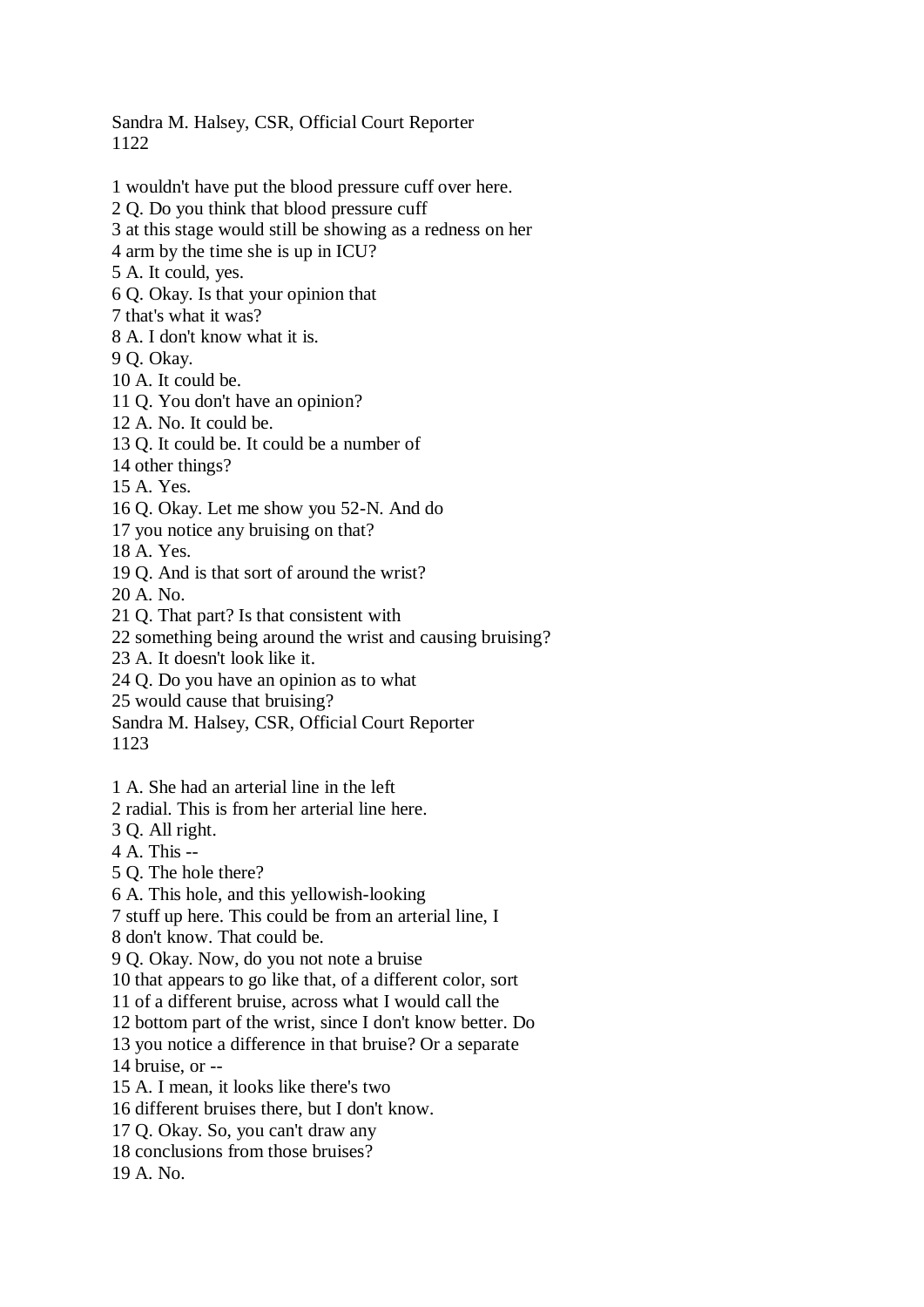1 wouldn't have put the blood pressure cuff over here.
2 Q. Do you think that blood pressure cuff
3 at this stage would still be showing as a redness on her
4 arm by the time she is up in ICU?
5 A. It could, yes.
6 Q. Okay. Is that your opinion that
7 that's what it was?
8 A. I don't know what it is.
9 Q. Okay.
10 A. It could be.
11 Q. You don't have an opinion?
12 A. No. It could be.
13 Q. It could be. It could be a number of
14 other things?
15 A. Yes.
16 Q. Okay. Let me show you 52-N. And do
17 you notice any bruising on that?
18 A. Yes.
19 Q. And is that sort of around the wrist?
20 A. No.
21 Q. That part? Is that consistent with
22 something being around the wrist and causing bruising?
23 A. It doesn't look like it.
24 Q. Do you have an opinion as to what
25 would cause that bruising?

1 A. She had an arterial line in the left
2 radial. This is from her arterial line here.
3 Q. All right.
4 A. This --
5 Q. The hole there?
6 A. This hole, and this yellowish-looking
7 stuff up here. This could be from an arterial line, I
8 don't know. That could be.
9 Q. Okay. Now, do you not note a bruise
10 that appears to go like that, of a different color, sort
11 of a different bruise, across what I would call the
12 bottom part of the wrist, since I don't know better. Do
13 you notice a difference in that bruise? Or a separate
14 bruise, or --
15 A. I mean, it looks like there's two
16 different bruises there, but I don't know.
17 Q. Okay. So, you can't draw any
18 conclusions from those bruises?
19 A. No.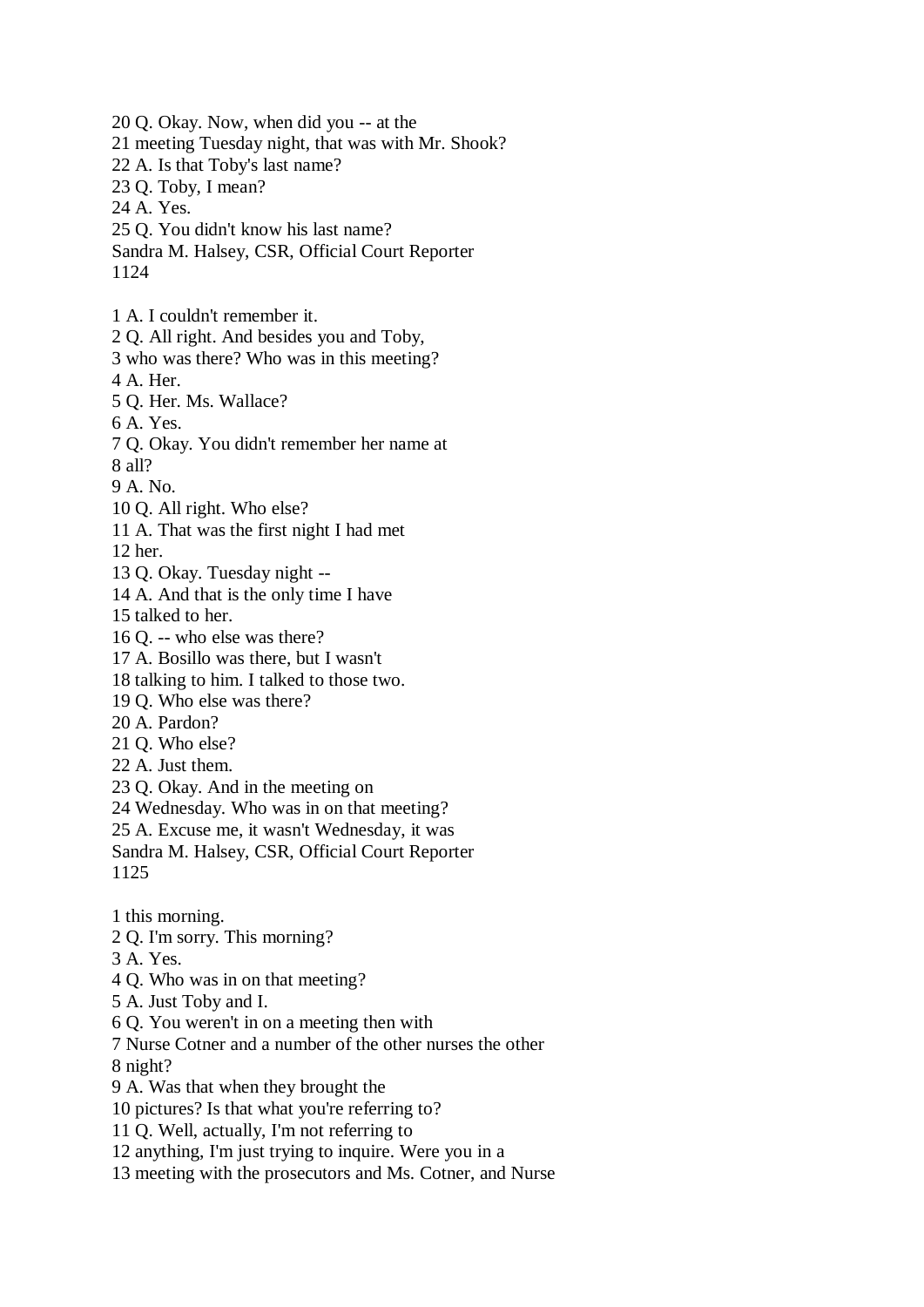20 Q. Okay. Now, when did you -- at the
21 meeting Tuesday night, that was with Mr. Shook?
22 A. Is that Toby's last name?
23 Q. Toby, I mean?
24 A. Yes.
25 Q. You didn't know his last name?

1 A. I couldn't remember it.
2 Q. All right. And besides you and Toby,
3 who was there? Who was in this meeting?
4 A. Her.
5 Q. Her. Ms. Wallace?
6 A. Yes.
7 Q. Okay. You didn't remember her name at
8 all?
9 A. No.
10 Q. All right. Who else?
11 A. That was the first night I had met
12 her.
13 Q. Okay. Tuesday night --
14 A. And that is the only time I have
15 talked to her.
16 Q. -- who else was there?
17 A. Bosillo was there, but I wasn't
18 talking to him. I talked to those two.
19 Q. Who else was there?
20 A. Pardon?
21 Q. Who else?
22 A. Just them.
23 Q. Okay. And in the meeting on
24 Wednesday. Who was in on that meeting?
25 A. Excuse me, it wasn't Wednesday, it was

1 this morning.
2 Q. I'm sorry. This morning?
3 A. Yes.
4 Q. Who was in on that meeting?
5 A. Just Toby and I.
6 Q. You weren't in on a meeting then with
7 Nurse Cotner and a number of the other nurses the other
8 night?
9 A. Was that when they brought the
10 pictures? Is that what you're referring to?
11 Q. Well, actually, I'm not referring to
12 anything, I'm just trying to inquire. Were you in a
13 meeting with the prosecutors and Ms. Cotner, and Nurse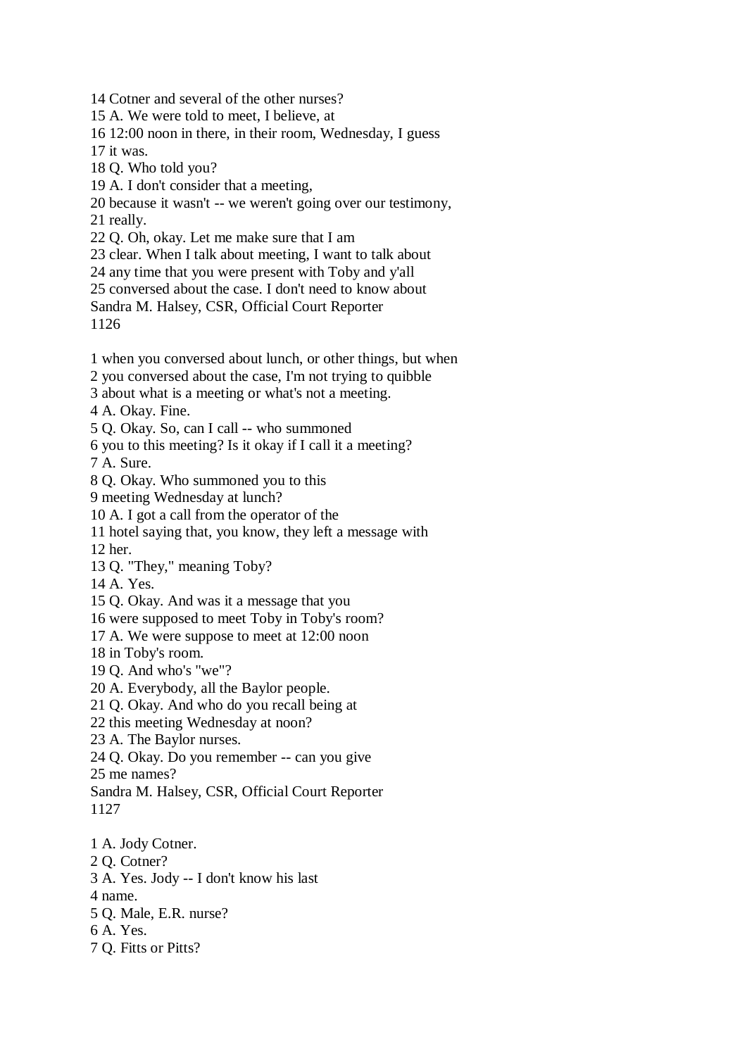14 Cotner and several of the other nurses?
15 A. We were told to meet, I believe, at
16 12:00 noon in there, in their room, Wednesday, I guess
17 it was.
18 Q. Who told you?
19 A. I don't consider that a meeting,
20 because it wasn't -- we weren't going over our testimony,
21 really.
22 Q. Oh, okay. Let me make sure that I am
23 clear. When I talk about meeting, I want to talk about
24 any time that you were present with Toby and y'all
25 conversed about the case. I don't need to know about
Sandra M. Halsey, CSR, Official Court Reporter
1126

1 when you conversed about lunch, or other things, but when
2 you conversed about the case, I'm not trying to quibble
3 about what is a meeting or what's not a meeting.
4 A. Okay. Fine.
5 Q. Okay. So, can I call -- who summoned
6 you to this meeting? Is it okay if I call it a meeting?
7 A. Sure.
8 Q. Okay. Who summoned you to this
9 meeting Wednesday at lunch?
10 A. I got a call from the operator of the
11 hotel saying that, you know, they left a message with
12 her.
13 Q. "They," meaning Toby?
14 A. Yes.
15 Q. Okay. And was it a message that you
16 were supposed to meet Toby in Toby's room?
17 A. We were suppose to meet at 12:00 noon
18 in Toby's room.
19 Q. And who's "we"?
20 A. Everybody, all the Baylor people.
21 Q. Okay. And who do you recall being at
22 this meeting Wednesday at noon?
23 A. The Baylor nurses.
24 Q. Okay. Do you remember -- can you give
25 me names?
Sandra M. Halsey, CSR, Official Court Reporter
1127

1 A. Jody Cotner.
2 Q. Cotner?
3 A. Yes. Jody -- I don't know his last
4 name.
5 Q. Male, E.R. nurse?
6 A. Yes.
7 Q. Fitts or Pitts?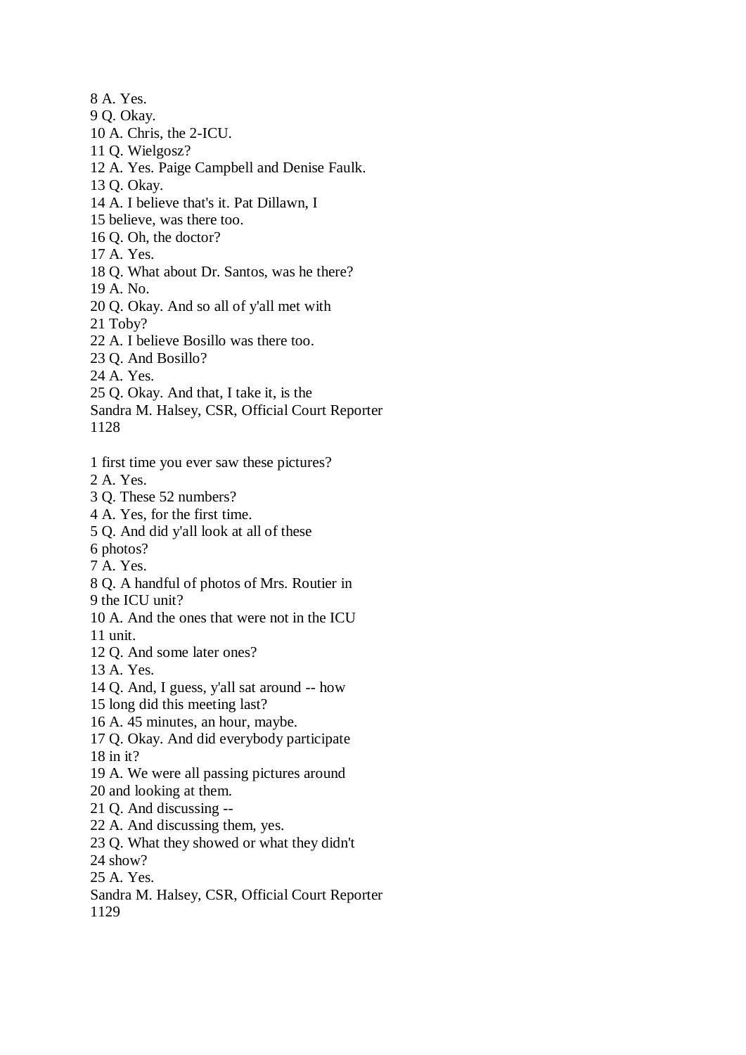8 A. Yes.
9 Q. Okay.
10 A. Chris, the 2-ICU.
11 Q. Wielgosz?
12 A. Yes. Paige Campbell and Denise Faulk.
13 Q. Okay.
14 A. I believe that's it. Pat Dillawn, I
15 believe, was there too.
16 Q. Oh, the doctor?
17 A. Yes.
18 Q. What about Dr. Santos, was he there?
19 A. No.
20 Q. Okay. And so all of y'all met with
21 Toby?
22 A. I believe Bosillo was there too.
23 Q. And Bosillo?
24 A. Yes.
25 Q. Okay. And that, I take it, is the
Sandra M. Halsey, CSR, Official Court Reporter
1128

1 first time you ever saw these pictures?
2 A. Yes.
3 Q. These 52 numbers?
4 A. Yes, for the first time.
5 Q. And did y'all look at all of these
6 photos?
7 A. Yes.
8 Q. A handful of photos of Mrs. Routier in
9 the ICU unit?
10 A. And the ones that were not in the ICU
11 unit.
12 Q. And some later ones?
13 A. Yes.
14 Q. And, I guess, y'all sat around -- how
15 long did this meeting last?
16 A. 45 minutes, an hour, maybe.
17 Q. Okay. And did everybody participate
18 in it?
19 A. We were all passing pictures around
20 and looking at them.
21 Q. And discussing --
22 A. And discussing them, yes.
23 Q. What they showed or what they didn't
24 show?
25 A. Yes.
Sandra M. Halsey, CSR, Official Court Reporter
1129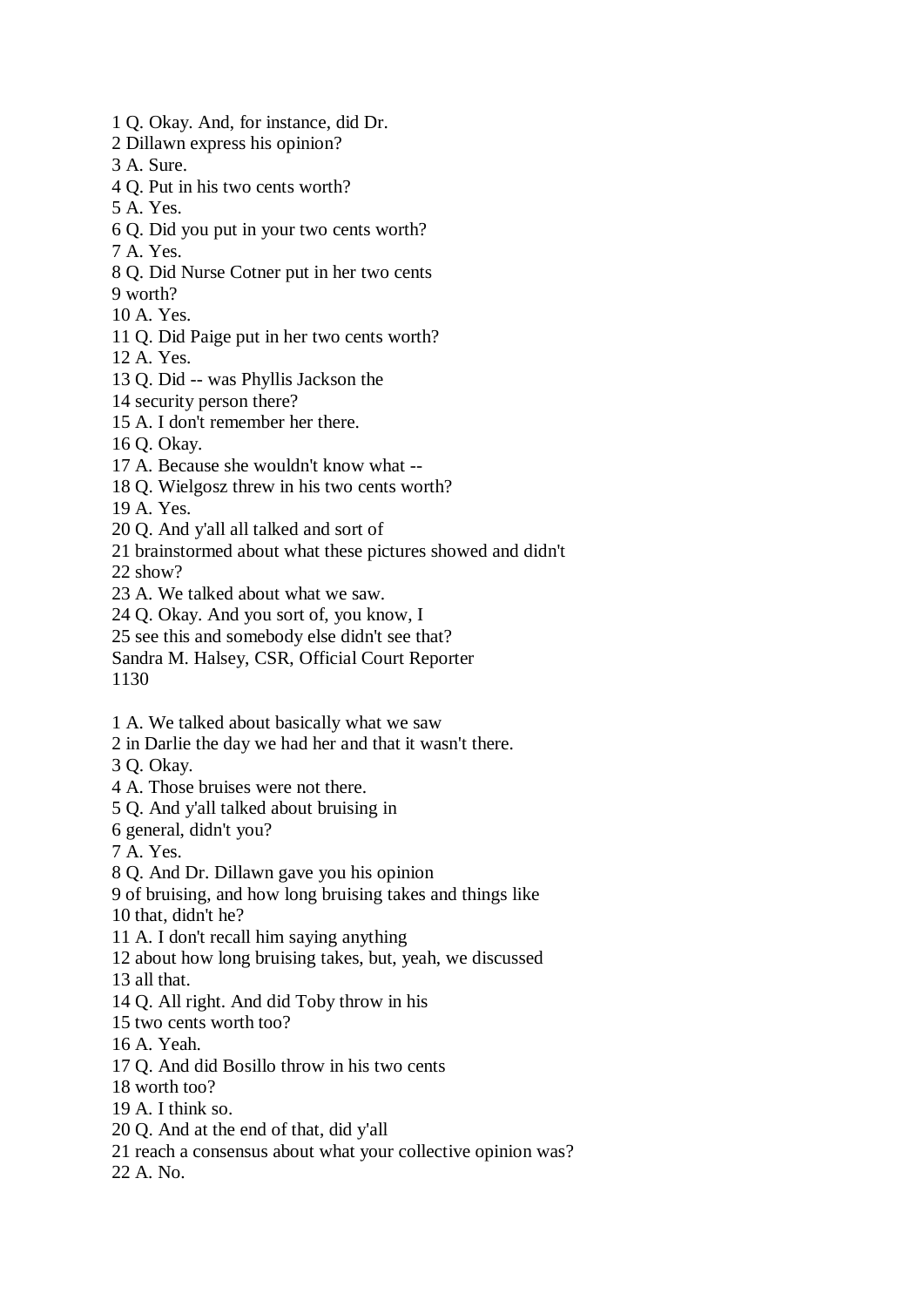1 Q. Okay. And, for instance, did Dr.
2 Dillawn express his opinion?
3 A. Sure.
4 Q. Put in his two cents worth?
5 A. Yes.
6 Q. Did you put in your two cents worth?
7 A. Yes.
8 Q. Did Nurse Cotner put in her two cents
9 worth?
10 A. Yes.
11 Q. Did Paige put in her two cents worth?
12 A. Yes.
13 Q. Did -- was Phyllis Jackson the
14 security person there?
15 A. I don't remember her there.
16 Q. Okay.
17 A. Because she wouldn't know what --
18 Q. Wielgosz threw in his two cents worth?
19 A. Yes.
20 Q. And y'all all talked and sort of
21 brainstormed about what these pictures showed and didn't
22 show?
23 A. We talked about what we saw.
24 Q. Okay. And you sort of, you know, I
25 see this and somebody else didn't see that?
Sandra M. Halsey, CSR, Official Court Reporter
1130

1 A. We talked about basically what we saw
2 in Darlie the day we had her and that it wasn't there.
3 Q. Okay.
4 A. Those bruises were not there.
5 Q. And y'all talked about bruising in
6 general, didn't you?
7 A. Yes.
8 Q. And Dr. Dillawn gave you his opinion
9 of bruising, and how long bruising takes and things like
10 that, didn't he?
11 A. I don't recall him saying anything
12 about how long bruising takes, but, yeah, we discussed
13 all that.
14 Q. All right. And did Toby throw in his
15 two cents worth too?
16 A. Yeah.
17 Q. And did Bosillo throw in his two cents
18 worth too?
19 A. I think so.
20 Q. And at the end of that, did y'all
21 reach a consensus about what your collective opinion was?
22 A. No.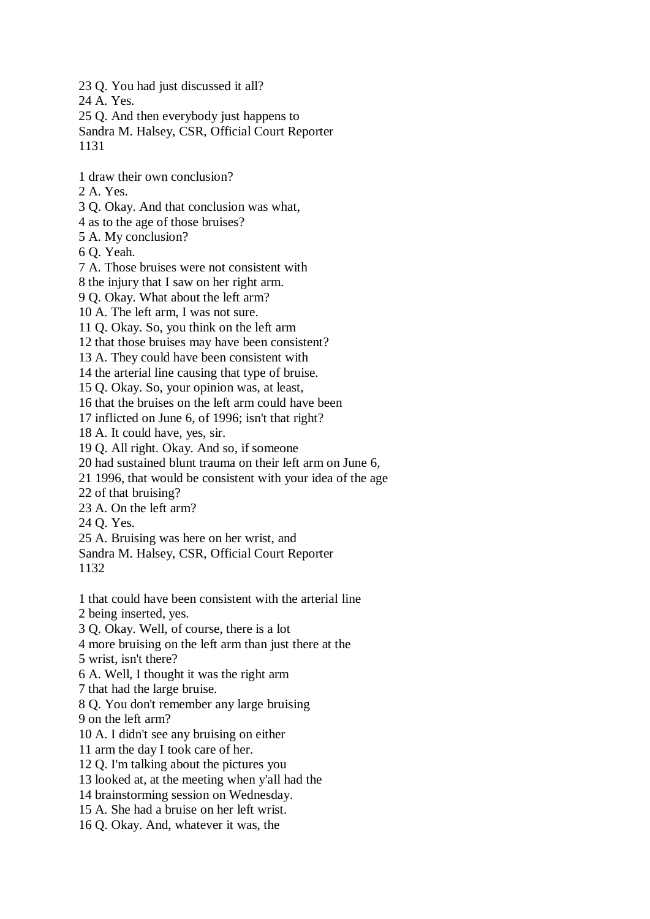23 Q. You had just discussed it all?
24 A. Yes.
25 Q. And then everybody just happens to

1 draw their own conclusion?
2 A. Yes.
3 Q. Okay. And that conclusion was what,
4 as to the age of those bruises?
5 A. My conclusion?
6 Q. Yeah.
7 A. Those bruises were not consistent with
8 the injury that I saw on her right arm.
9 Q. Okay. What about the left arm?
10 A. The left arm, I was not sure.
11 Q. Okay. So, you think on the left arm
12 that those bruises may have been consistent?
13 A. They could have been consistent with
14 the arterial line causing that type of bruise.
15 Q. Okay. So, your opinion was, at least,
16 that the bruises on the left arm could have been
17 inflicted on June 6, of 1996; isn't that right?
18 A. It could have, yes, sir.
19 Q. All right. Okay. And so, if someone
20 had sustained blunt trauma on their left arm on June 6,
21 1996, that would be consistent with your idea of the age
22 of that bruising?
23 A. On the left arm?
24 Q. Yes.
25 A. Bruising was here on her wrist, and

1 that could have been consistent with the arterial line
2 being inserted, yes.
3 Q. Okay. Well, of course, there is a lot
4 more bruising on the left arm than just there at the
5 wrist, isn't there?
6 A. Well, I thought it was the right arm
7 that had the large bruise.
8 Q. You don't remember any large bruising
9 on the left arm?
10 A. I didn't see any bruising on either
11 arm the day I took care of her.
12 Q. I'm talking about the pictures you
13 looked at, at the meeting when y'all had the
14 brainstorming session on Wednesday.
15 A. She had a bruise on her left wrist.
16 Q. Okay. And, whatever it was, the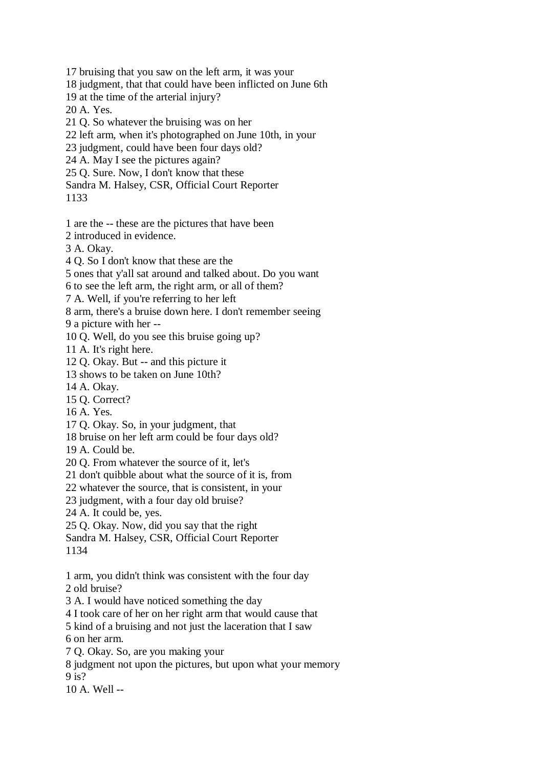17 bruising that you saw on the left arm, it was your
18 judgment, that that could have been inflicted on June 6th
19 at the time of the arterial injury?
20 A. Yes.
21 Q. So whatever the bruising was on her
22 left arm, when it's photographed on June 10th, in your
23 judgment, could have been four days old?
24 A. May I see the pictures again?
25 Q. Sure. Now, I don't know that these
Sandra M. Halsey, CSR, Official Court Reporter
1133

1 are the -- these are the pictures that have been
2 introduced in evidence.
3 A. Okay.
4 Q. So I don't know that these are the
5 ones that y'all sat around and talked about. Do you want
6 to see the left arm, the right arm, or all of them?
7 A. Well, if you're referring to her left
8 arm, there's a bruise down here. I don't remember seeing
9 a picture with her --
10 Q. Well, do you see this bruise going up?
11 A. It's right here.
12 Q. Okay. But -- and this picture it
13 shows to be taken on June 10th?
14 A. Okay.
15 Q. Correct?
16 A. Yes.
17 Q. Okay. So, in your judgment, that
18 bruise on her left arm could be four days old?
19 A. Could be.
20 Q. From whatever the source of it, let's
21 don't quibble about what the source of it is, from
22 whatever the source, that is consistent, in your
23 judgment, with a four day old bruise?
24 A. It could be, yes.
25 Q. Okay. Now, did you say that the right
Sandra M. Halsey, CSR, Official Court Reporter
1134

1 arm, you didn't think was consistent with the four day
2 old bruise?
3 A. I would have noticed something the day
4 I took care of her on her right arm that would cause that
5 kind of a bruising and not just the laceration that I saw
6 on her arm.
7 Q. Okay. So, are you making your
8 judgment not upon the pictures, but upon what your memory
9 is?
10 A. Well --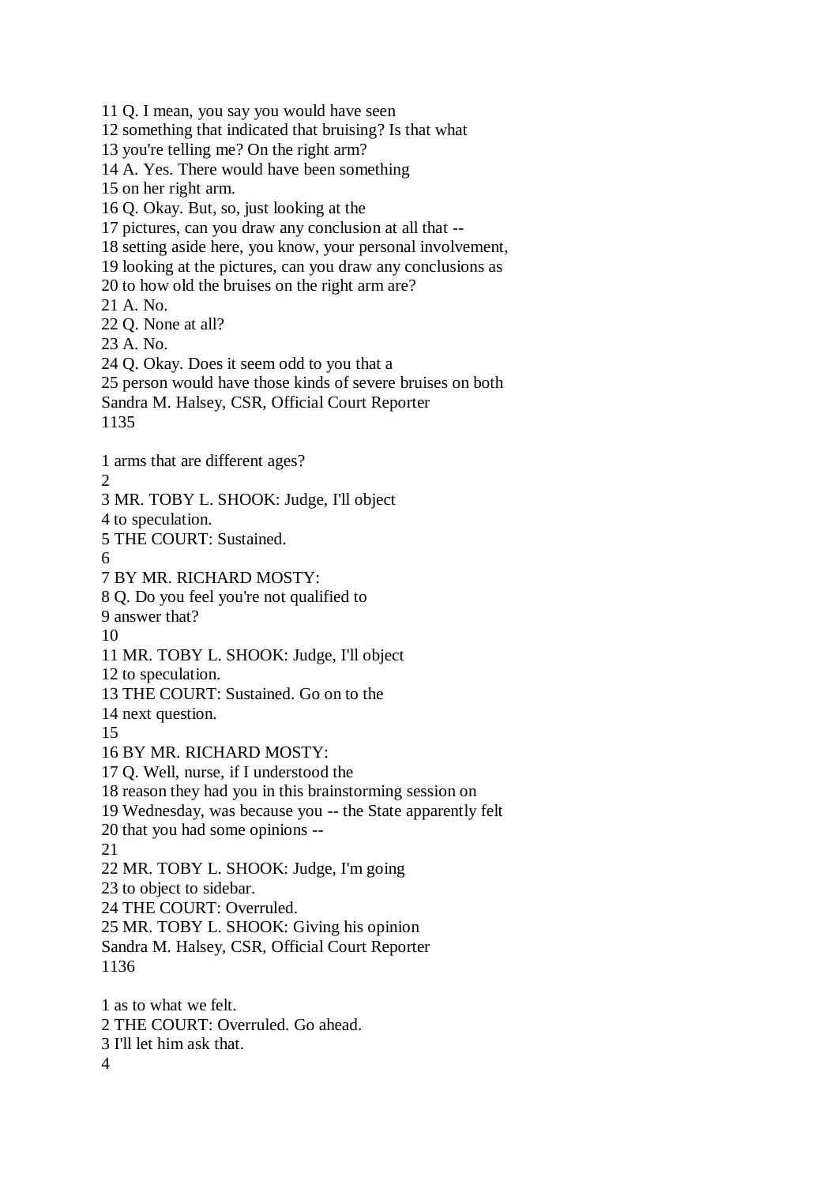11 Q. I mean, you say you would have seen
12 something that indicated that bruising? Is that what
13 you're telling me? On the right arm?
14 A. Yes. There would have been something
15 on her right arm.
16 Q. Okay. But, so, just looking at the
17 pictures, can you draw any conclusion at all that --
18 setting aside here, you know, your personal involvement,
19 looking at the pictures, can you draw any conclusions as
20 to how old the bruises on the right arm are?
21 A. No.
22 Q. None at all?
23 A. No.
24 Q. Okay. Does it seem odd to you that a
25 person would have those kinds of severe bruises on both
Sandra M. Halsey, CSR, Official Court Reporter
1135

1 arms that are different ages?
2
3 MR. TOBY L. SHOOK: Judge, I'll object
4 to speculation.
5 THE COURT: Sustained.
6
7 BY MR. RICHARD MOSTY:
8 Q. Do you feel you're not qualified to
9 answer that?
10
11 MR. TOBY L. SHOOK: Judge, I'll object
12 to speculation.
13 THE COURT: Sustained. Go on to the
14 next question.
15
16 BY MR. RICHARD MOSTY:
17 Q. Well, nurse, if I understood the
18 reason they had you in this brainstorming session on
19 Wednesday, was because you -- the State apparently felt
20 that you had some opinions --
21
22 MR. TOBY L. SHOOK: Judge, I'm going
23 to object to sidebar.
24 THE COURT: Overruled.
25 MR. TOBY L. SHOOK: Giving his opinion
Sandra M. Halsey, CSR, Official Court Reporter
1136

1 as to what we felt.
2 THE COURT: Overruled. Go ahead.
3 I'll let him ask that.
4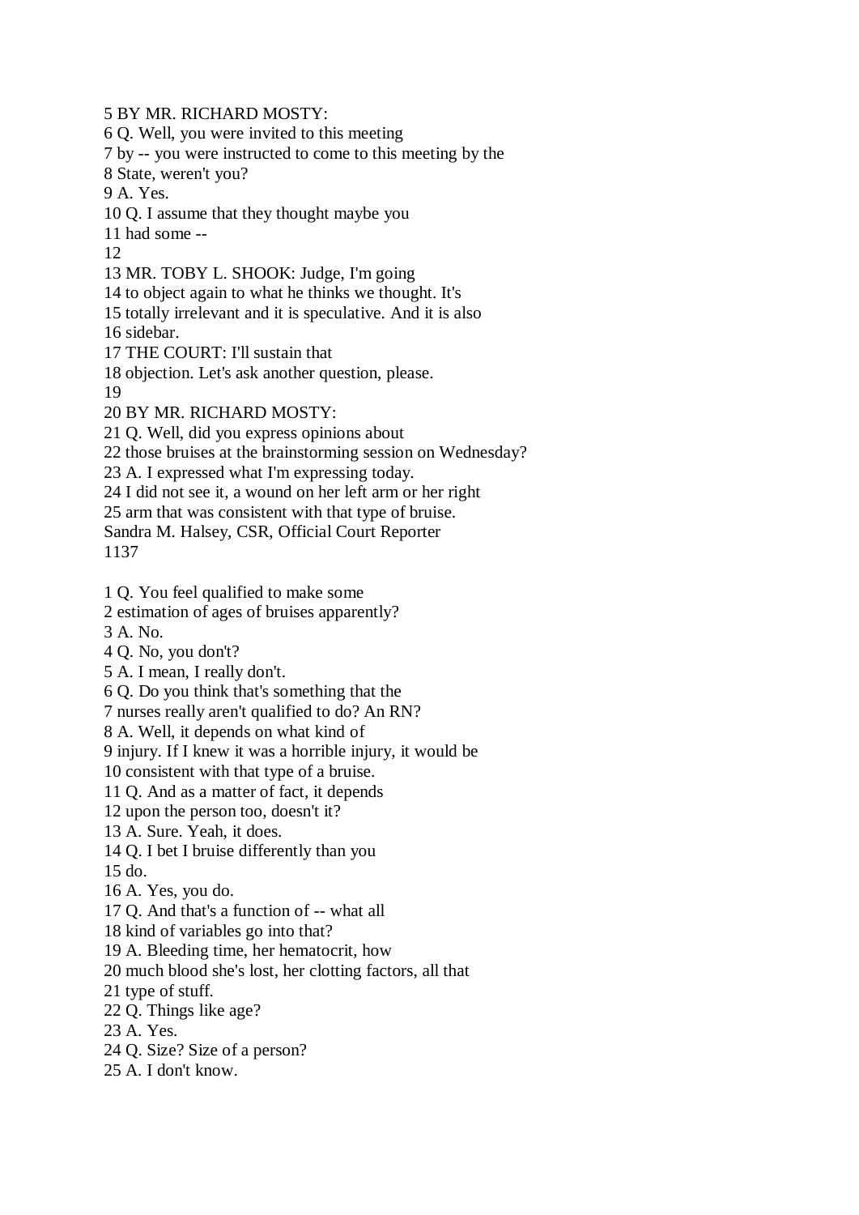5 BY MR. RICHARD MOSTY:
6 Q. Well, you were invited to this meeting
7 by -- you were instructed to come to this meeting by the
8 State, weren't you?
9 A. Yes.
10 Q. I assume that they thought maybe you
11 had some --
12
13 MR. TOBY L. SHOOK: Judge, I'm going
14 to object again to what he thinks we thought. It's
15 totally irrelevant and it is speculative. And it is also
16 sidebar.
17 THE COURT: I'll sustain that
18 objection. Let's ask another question, please.
19
20 BY MR. RICHARD MOSTY:
21 Q. Well, did you express opinions about
22 those bruises at the brainstorming session on Wednesday?
23 A. I expressed what I'm expressing today.
24 I did not see it, a wound on her left arm or her right
25 arm that was consistent with that type of bruise.
Sandra M. Halsey, CSR, Official Court Reporter
1137

1 Q. You feel qualified to make some
2 estimation of ages of bruises apparently?
3 A. No.
4 Q. No, you don't?
5 A. I mean, I really don't.
6 Q. Do you think that's something that the
7 nurses really aren't qualified to do? An RN?
8 A. Well, it depends on what kind of
9 injury. If I knew it was a horrible injury, it would be
10 consistent with that type of a bruise.
11 Q. And as a matter of fact, it depends
12 upon the person too, doesn't it?
13 A. Sure. Yeah, it does.
14 Q. I bet I bruise differently than you
15 do.
16 A. Yes, you do.
17 Q. And that's a function of -- what all
18 kind of variables go into that?
19 A. Bleeding time, her hematocrit, how
20 much blood she's lost, her clotting factors, all that
21 type of stuff.
22 Q. Things like age?
23 A. Yes.
24 Q. Size? Size of a person?
25 A. I don't know.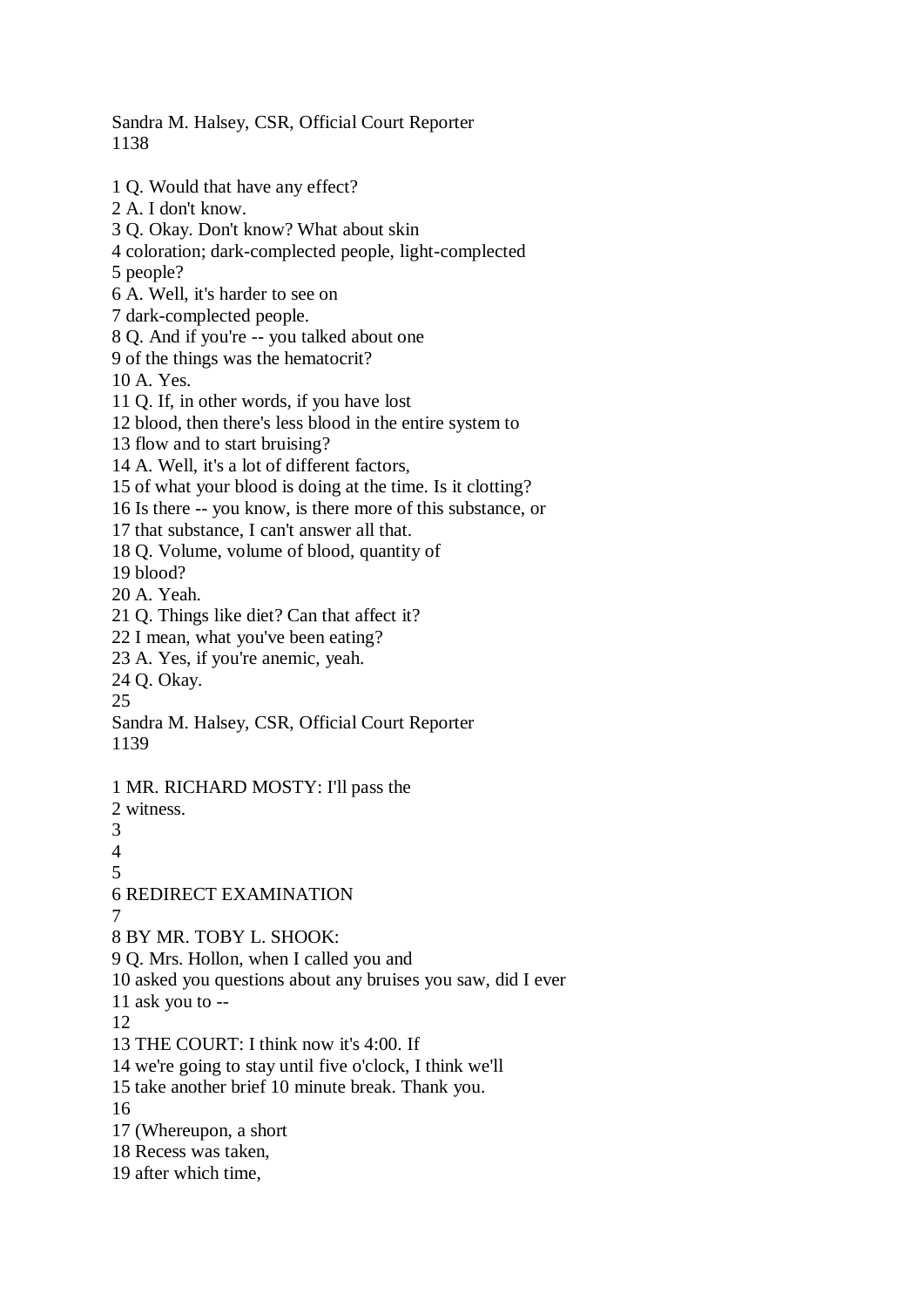1 Q. Would that have any effect?
2 A. I don't know.
3 Q. Okay. Don't know? What about skin
4 coloration; dark-complected people, light-complected
5 people?
6 A. Well, it's harder to see on
7 dark-complected people.
8 Q. And if you're -- you talked about one
9 of the things was the hematocrit?
10 A. Yes.
11 Q. If, in other words, if you have lost
12 blood, then there's less blood in the entire system to
13 flow and to start bruising?
14 A. Well, it's a lot of different factors,
15 of what your blood is doing at the time. Is it clotting?
16 Is there -- you know, is there more of this substance, or
17 that substance, I can't answer all that.
18 Q. Volume, volume of blood, quantity of
19 blood?
20 A. Yeah.
21 Q. Things like diet? Can that affect it?
22 I mean, what you've been eating?
23 A. Yes, if you're anemic, yeah.
24 Q. Okay.
25

1 MR. RICHARD MOSTY: I'll pass the
2 witness.
3
4
5
6 REDIRECT EXAMINATION
7
8 BY MR. TOBY L. SHOOK:
9 Q. Mrs. Hollon, when I called you and
10 asked you questions about any bruises you saw, did I ever
11 ask you to --
12
13 THE COURT: I think now it's 4:00. If
14 we're going to stay until five o'clock, I think we'll
15 take another brief 10 minute break. Thank you.
16
17 (Whereupon, a short
18 Recess was taken,
19 after which time,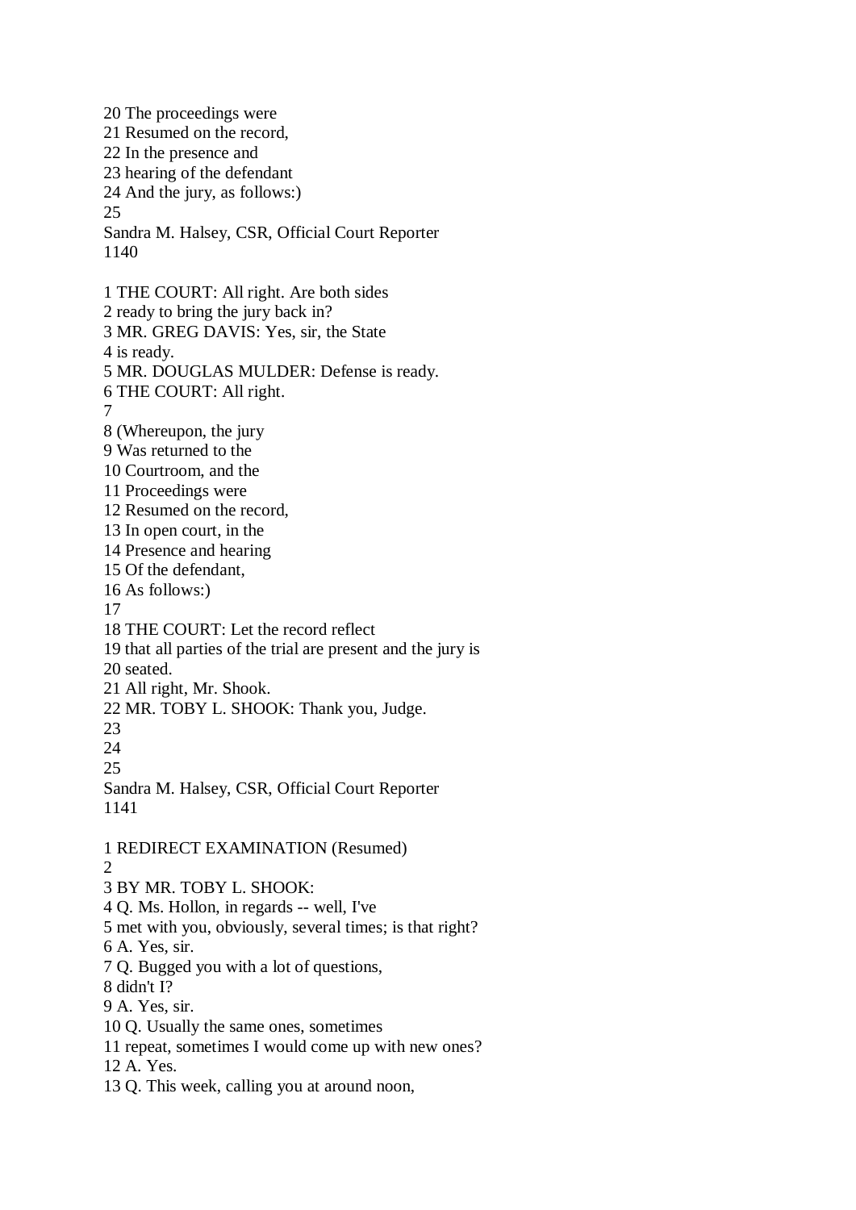20 The proceedings were
21 Resumed on the record,
22 In the presence and
23 hearing of the defendant
24 And the jury, as follows:)
25

1 THE COURT: All right. Are both sides
2 ready to bring the jury back in?
3 MR. GREG DAVIS: Yes, sir, the State
4 is ready.
5 MR. DOUGLAS MULDER: Defense is ready.
6 THE COURT: All right.
7
8 (Whereupon, the jury
9 Was returned to the
10 Courtroom, and the
11 Proceedings were
12 Resumed on the record,
13 In open court, in the
14 Presence and hearing
15 Of the defendant,
16 As follows:)
17
18 THE COURT: Let the record reflect
19 that all parties of the trial are present and the jury is
20 seated.
21 All right, Mr. Shook.
22 MR. TOBY L. SHOOK: Thank you, Judge.
23
24
25

1 REDIRECT EXAMINATION (Resumed)
2
3 BY MR. TOBY L. SHOOK:
4 Q. Ms. Hollon, in regards -- well, I've
5 met with you, obviously, several times; is that right?
6 A. Yes, sir.
7 Q. Bugged you with a lot of questions,
8 didn't I?
9 A. Yes, sir.
10 Q. Usually the same ones, sometimes
11 repeat, sometimes I would come up with new ones?
12 A. Yes.
13 Q. This week, calling you at around noon,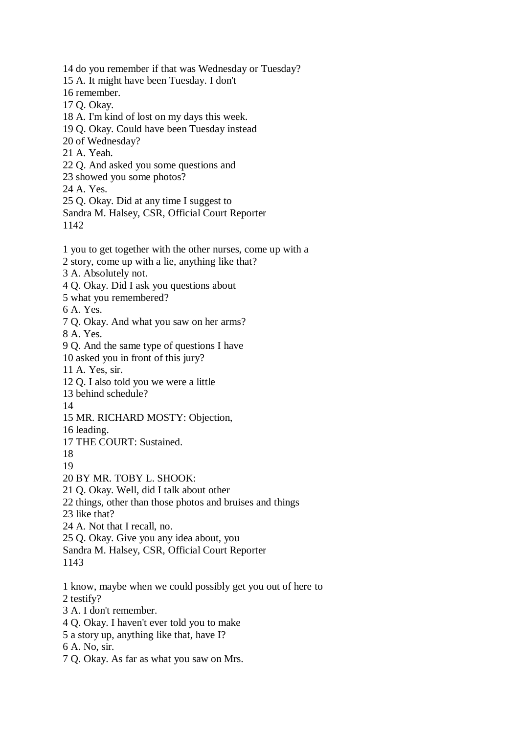14 do you remember if that was Wednesday or Tuesday?
15 A. It might have been Tuesday. I don't
16 remember.
17 Q. Okay.
18 A. I'm kind of lost on my days this week.
19 Q. Okay. Could have been Tuesday instead
20 of Wednesday?
21 A. Yeah.
22 Q. And asked you some questions and
23 showed you some photos?
24 A. Yes.
25 Q. Okay. Did at any time I suggest to
Sandra M. Halsey, CSR, Official Court Reporter
1142

1 you to get together with the other nurses, come up with a
2 story, come up with a lie, anything like that?
3 A. Absolutely not.
4 Q. Okay. Did I ask you questions about
5 what you remembered?
6 A. Yes.
7 Q. Okay. And what you saw on her arms?
8 A. Yes.
9 Q. And the same type of questions I have
10 asked you in front of this jury?
11 A. Yes, sir.
12 Q. I also told you we were a little
13 behind schedule?
14
15 MR. RICHARD MOSTY: Objection,
16 leading.
17 THE COURT: Sustained.
18
19
20 BY MR. TOBY L. SHOOK:
21 Q. Okay. Well, did I talk about other
22 things, other than those photos and bruises and things
23 like that?
24 A. Not that I recall, no.
25 Q. Okay. Give you any idea about, you
Sandra M. Halsey, CSR, Official Court Reporter
1143

1 know, maybe when we could possibly get you out of here to
2 testify?
3 A. I don't remember.
4 Q. Okay. I haven't ever told you to make
5 a story up, anything like that, have I?
6 A. No, sir.
7 Q. Okay. As far as what you saw on Mrs.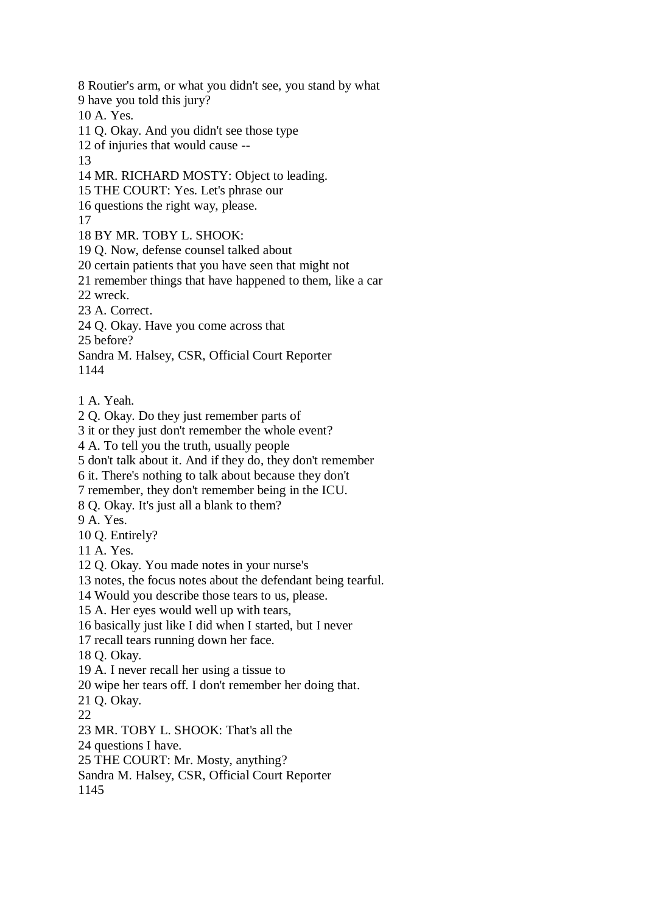8 Routier's arm, or what you didn't see, you stand by what
9 have you told this jury?
10 A. Yes.
11 Q. Okay. And you didn't see those type
12 of injuries that would cause --
13
14 MR. RICHARD MOSTY: Object to leading.
15 THE COURT: Yes. Let's phrase our
16 questions the right way, please.
17
18 BY MR. TOBY L. SHOOK:
19 Q. Now, defense counsel talked about
20 certain patients that you have seen that might not
21 remember things that have happened to them, like a car
22 wreck.
23 A. Correct.
24 Q. Okay. Have you come across that
25 before?
Sandra M. Halsey, CSR, Official Court Reporter

1 A. Yeah.
2 Q. Okay. Do they just remember parts of
3 it or they just don't remember the whole event?
4 A. To tell you the truth, usually people
5 don't talk about it. And if they do, they don't remember
6 it. There's nothing to talk about because they don't
7 remember, they don't remember being in the ICU.
8 Q. Okay. It's just all a blank to them?
9 A. Yes.
10 Q. Entirely?
11 A. Yes.
12 Q. Okay. You made notes in your nurse's
13 notes, the focus notes about the defendant being tearful.
14 Would you describe those tears to us, please.
15 A. Her eyes would well up with tears,
16 basically just like I did when I started, but I never
17 recall tears running down her face.
18 Q. Okay.
19 A. I never recall her using a tissue to
20 wipe her tears off. I don't remember her doing that.
21 Q. Okay.
22
23 MR. TOBY L. SHOOK: That's all the
24 questions I have.
25 THE COURT: Mr. Mosty, anything?
Sandra M. Halsey, CSR, Official Court Reporter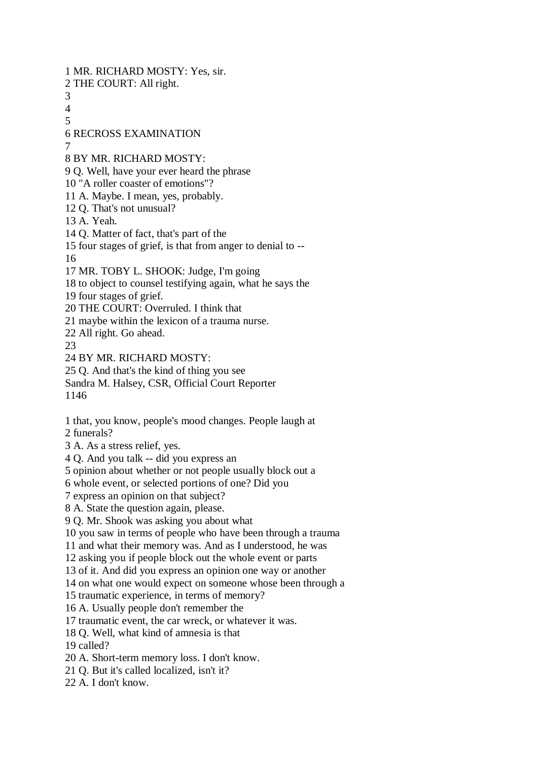1 MR. RICHARD MOSTY: Yes, sir.
2 THE COURT: All right.
3
4
5
6 RECROSS EXAMINATION
7
8 BY MR. RICHARD MOSTY:
9 Q. Well, have your ever heard the phrase
10 "A roller coaster of emotions"?
11 A. Maybe. I mean, yes, probably.
12 Q. That's not unusual?
13 A. Yeah.
14 Q. Matter of fact, that's part of the
15 four stages of grief, is that from anger to denial to --
16
17 MR. TOBY L. SHOOK: Judge, I'm going
18 to object to counsel testifying again, what he says the
19 four stages of grief.
20 THE COURT: Overruled. I think that
21 maybe within the lexicon of a trauma nurse.
22 All right. Go ahead.
23
24 BY MR. RICHARD MOSTY:
25 Q. And that's the kind of thing you see
Sandra M. Halsey, CSR, Official Court Reporter
1146

1 that, you know, people's mood changes. People laugh at
2 funerals?
3 A. As a stress relief, yes.
4 Q. And you talk -- did you express an
5 opinion about whether or not people usually block out a
6 whole event, or selected portions of one? Did you
7 express an opinion on that subject?
8 A. State the question again, please.
9 Q. Mr. Shook was asking you about what
10 you saw in terms of people who have been through a trauma
11 and what their memory was. And as I understood, he was
12 asking you if people block out the whole event or parts
13 of it. And did you express an opinion one way or another
14 on what one would expect on someone whose been through a
15 traumatic experience, in terms of memory?
16 A. Usually people don't remember the
17 traumatic event, the car wreck, or whatever it was.
18 Q. Well, what kind of amnesia is that
19 called?
20 A. Short-term memory loss. I don't know.
21 Q. But it's called localized, isn't it?
22 A. I don't know.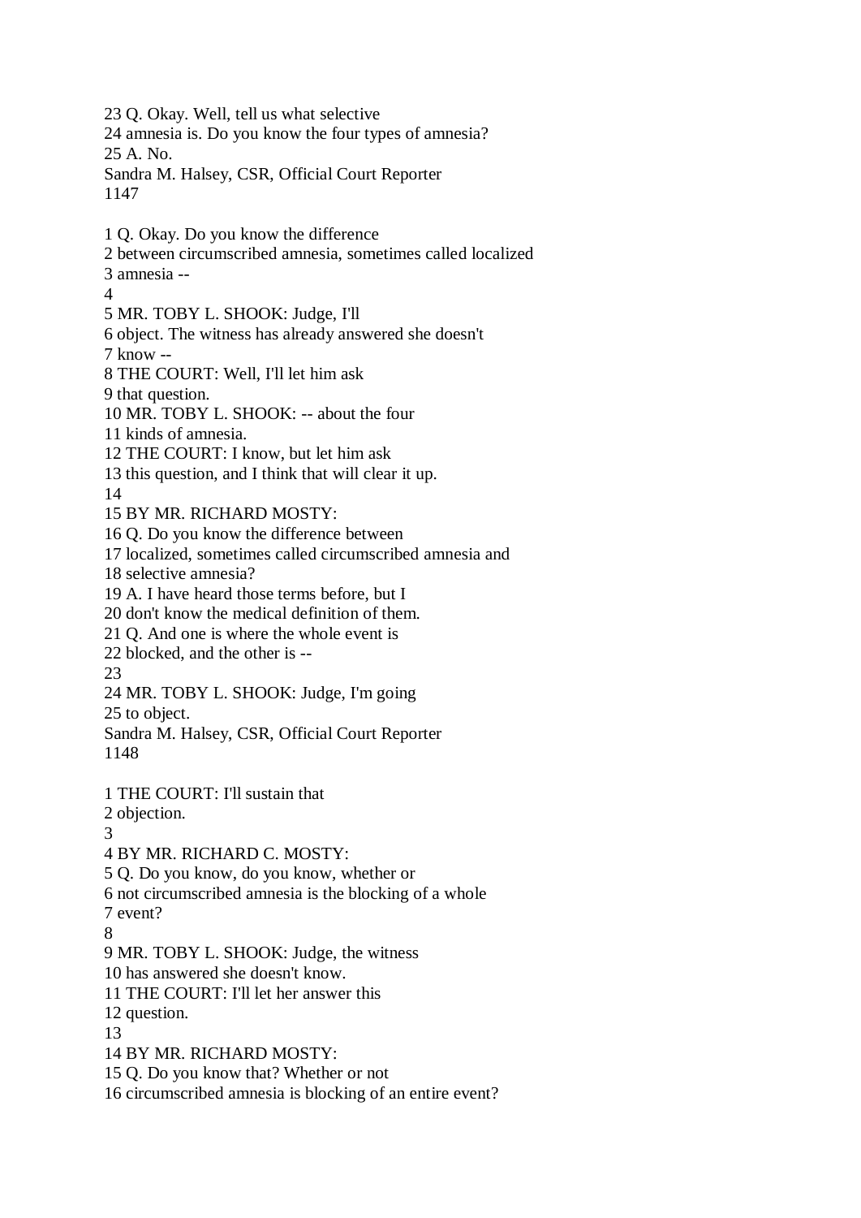23 Q. Okay. Well, tell us what selective
24 amnesia is. Do you know the four types of amnesia?
25 A. No.
Sandra M. Halsey, CSR, Official Court Reporter
1147

1 Q. Okay. Do you know the difference
2 between circumscribed amnesia, sometimes called localized
3 amnesia --
4
5 MR. TOBY L. SHOOK: Judge, I'll
6 object. The witness has already answered she doesn't
7 know --
8 THE COURT: Well, I'll let him ask
9 that question.
10 MR. TOBY L. SHOOK: -- about the four
11 kinds of amnesia.
12 THE COURT: I know, but let him ask
13 this question, and I think that will clear it up.
14
15 BY MR. RICHARD MOSTY:
16 Q. Do you know the difference between
17 localized, sometimes called circumscribed amnesia and
18 selective amnesia?
19 A. I have heard those terms before, but I
20 don't know the medical definition of them.
21 Q. And one is where the whole event is
22 blocked, and the other is --
23
24 MR. TOBY L. SHOOK: Judge, I'm going
25 to object.
Sandra M. Halsey, CSR, Official Court Reporter
1148

1 THE COURT: I'll sustain that
2 objection.
3
4 BY MR. RICHARD C. MOSTY:
5 Q. Do you know, do you know, whether or
6 not circumscribed amnesia is the blocking of a whole
7 event?
8
9 MR. TOBY L. SHOOK: Judge, the witness
10 has answered she doesn't know.
11 THE COURT: I'll let her answer this
12 question.
13
14 BY MR. RICHARD MOSTY:
15 Q. Do you know that? Whether or not
16 circumscribed amnesia is blocking of an entire event?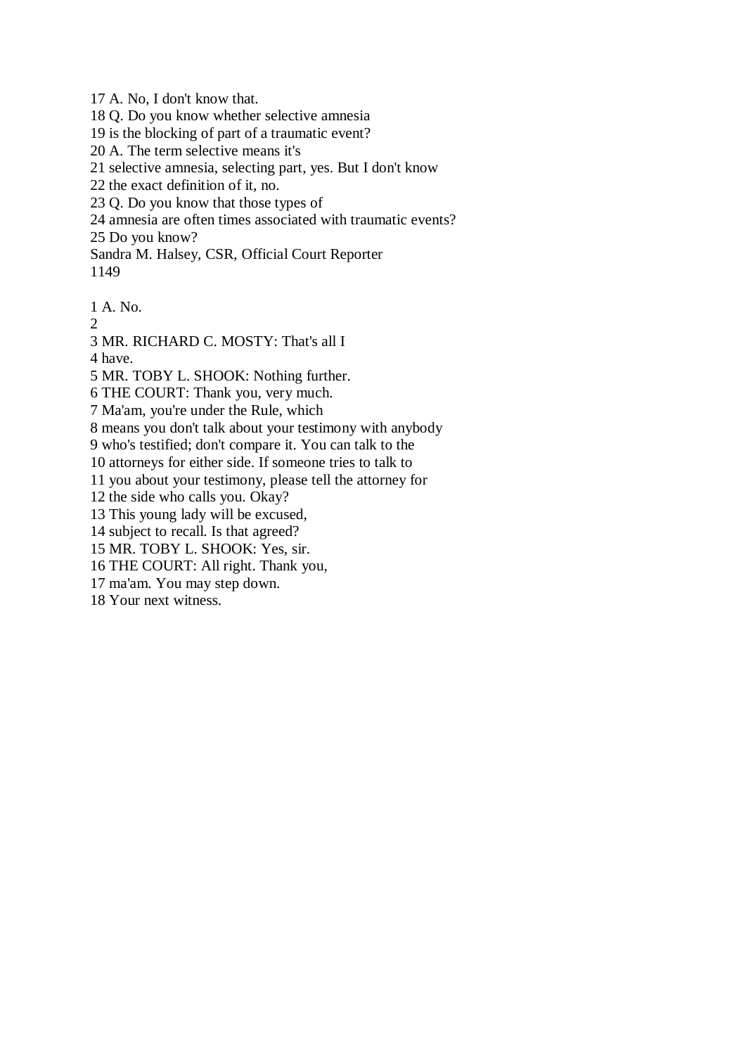17 A. No, I don't know that.
18 Q. Do you know whether selective amnesia
19 is the blocking of part of a traumatic event?
20 A. The term selective means it's
21 selective amnesia, selecting part, yes. But I don't know
22 the exact definition of it, no.
23 Q. Do you know that those types of
24 amnesia are often times associated with traumatic events?
25 Do you know?
Sandra M. Halsey, CSR, Official Court Reporter
1149

1 A. No.
2
3 MR. RICHARD C. MOSTY: That's all I
4 have.
5 MR. TOBY L. SHOOK: Nothing further.
6 THE COURT: Thank you, very much.
7 Ma'am, you're under the Rule, which
8 means you don't talk about your testimony with anybody
9 who's testified; don't compare it. You can talk to the
10 attorneys for either side. If someone tries to talk to
11 you about your testimony, please tell the attorney for
12 the side who calls you. Okay?
13 This young lady will be excused,
14 subject to recall. Is that agreed?
15 MR. TOBY L. SHOOK: Yes, sir.
16 THE COURT: All right. Thank you,
17 ma'am. You may step down.
18 Your next witness.